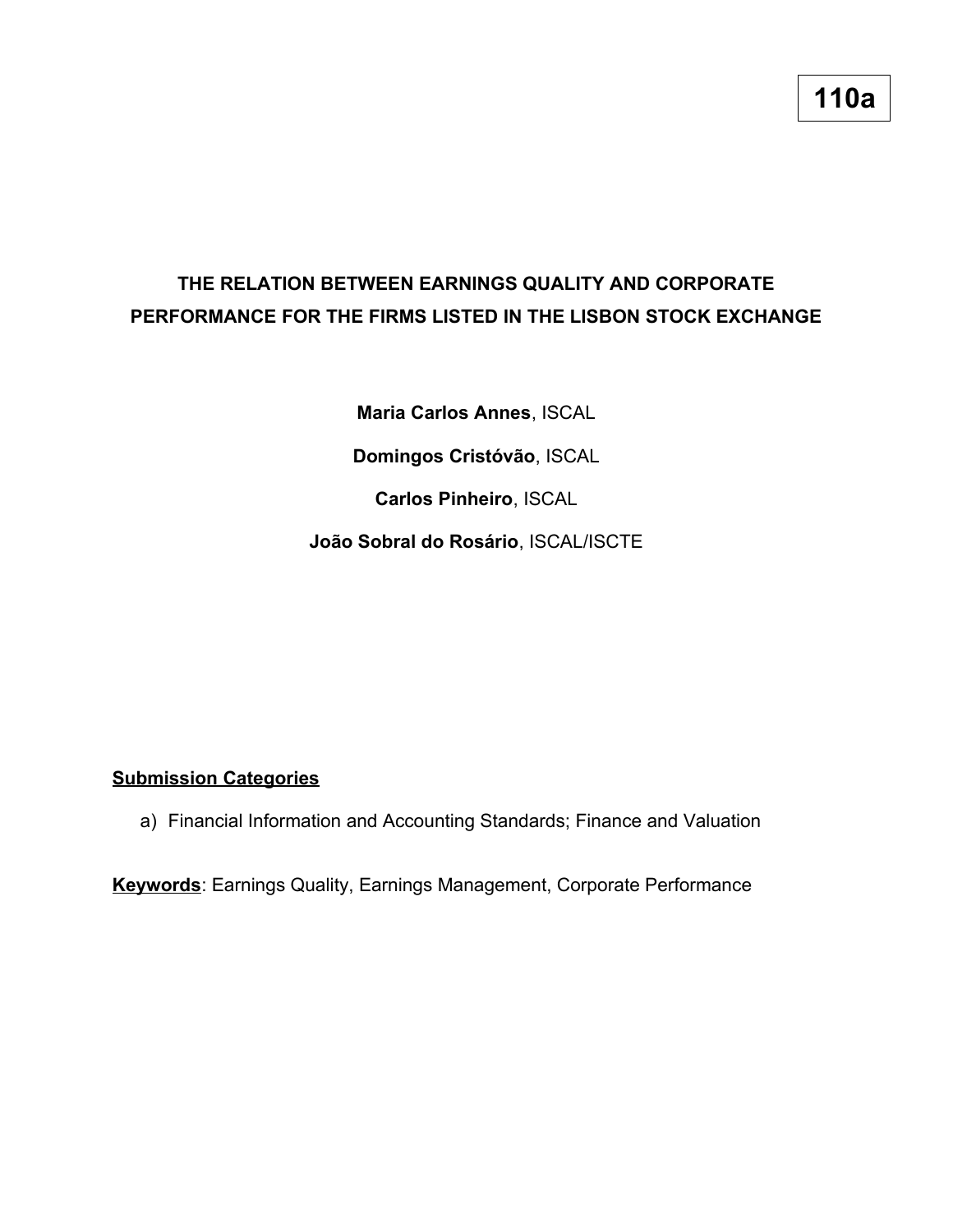**110a**

# THE RELATION BETWEEN EARNINGS QUALITY AND CORPORATE PERFORMANCE FOR THE FIRMS LISTED IN THE LISBON STOCK EXCHANGE

**Maria Carlos Annes**, ISCAL

**Domingos Cristóvão**, ISCAL

**Carlos Pinheiro**, ISCAL

**João Sobral do Rosário**, ISCAL/ISCTE

**Submission Categories**

a) Financial Information and Accounting Standards; Finance and Valuation

**Keywords**: Earnings Quality, Earnings Management, Corporate Performance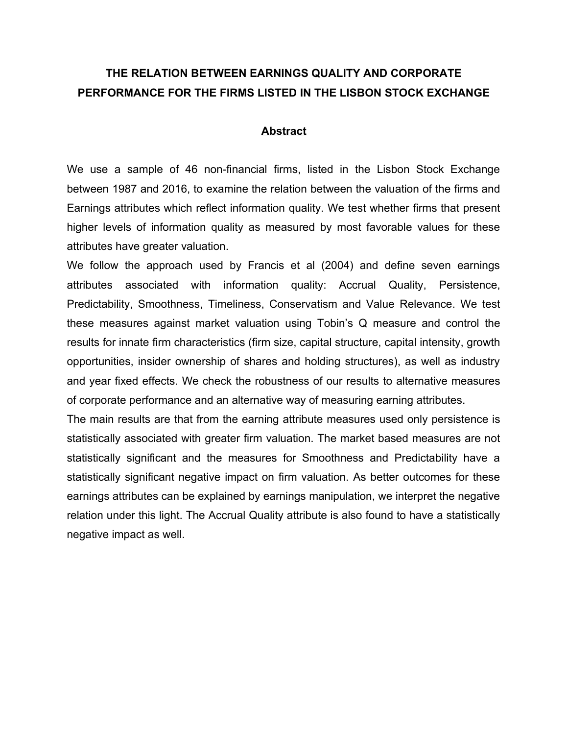# THE RELATION BETWEEN EARNINGS QUALITY AND CORPORATE PERFORMANCE FOR THE FIRMS LISTED IN THE LISBON STOCK EXCHANGE

## Abstract

We use a sample of 46 non-financial firms, listed in the Lisbon Stock Exchange between 1987 and 2016, to examine the relation between the valuation of the firms and Earnings attributes which reflect information quality. We test whether firms that present higher levels of information quality as measured by most favorable values for these attributes have greater valuation.

We follow the approach used by Francis et al (2004) and define seven earnings attributes associated with information quality: Accrual Quality, Persistence, Predictability, Smoothness, Timeliness, Conservatism and Value Relevance. We test these measures against market valuation using Tobin's Q measure and control the results for innate firm characteristics (firm size, capital structure, capital intensity, growth opportunities, insider ownership of shares and holding structures), as well as industry and year fixed effects. We check the robustness of our results to alternative measures of corporate performance and an alternative way of measuring earning attributes.

The main results are that from the earning attribute measures used only persistence is statistically associated with greater firm valuation. The market based measures are not statistically significant and the measures for Smoothness and Predictability have a statistically significant negative impact on firm valuation. As better outcomes for these earnings attributes can be explained by earnings manipulation, we interpret the negative relation under this light. The Accrual Quality attribute is also found to have a statistically negative impact as well.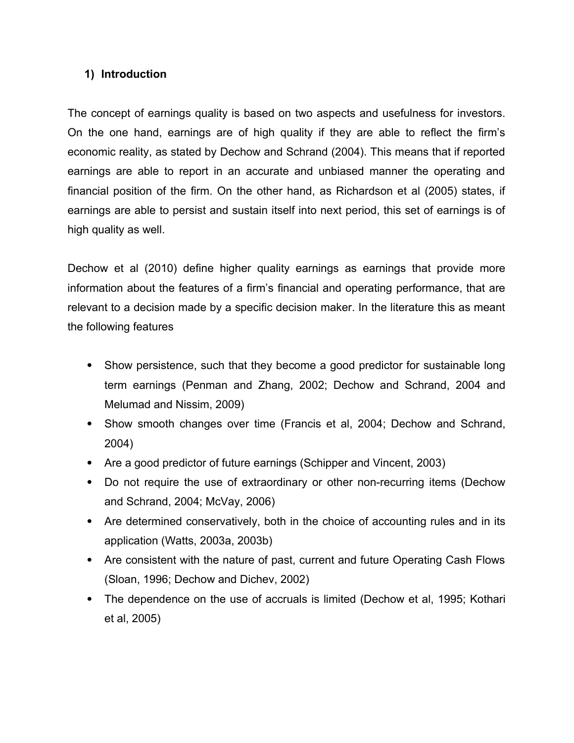## 1) Introduction

The concept of earnings quality is based on two aspects and usefulness for investors. On the one hand, earnings are of high quality if they are able to reflect the firm's economic reality, as stated by Dechow and Schrand (2004). This means that if reported earnings are able to report in an accurate and unbiased manner the operating and financial position of the firm. On the other hand, as Richardson et al (2005) states, if earnings are able to persist and sustain itself into next period, this set of earnings is of high quality as well.

Dechow et al (2010) define higher quality earnings as earnings that provide more information about the features of a firm's financial and operating performance, that are relevant to a decision made by a specific decision maker. In the literature this as meant the following features

- Show persistence, such that they become a good predictor for sustainable long term earnings (Penman and Zhang, 2002; Dechow and Schrand, 2004 and Melumad and Nissim, 2009)
- Show smooth changes over time (Francis et al, 2004; Dechow and Schrand, 2004)
- Are a good predictor of future earnings (Schipper and Vincent, 2003)
- Do not require the use of extraordinary or other non-recurring items (Dechow and Schrand, 2004; McVay, 2006)
- Are determined conservatively, both in the choice of accounting rules and in its application (Watts, 2003a, 2003b)
- Are consistent with the nature of past, current and future Operating Cash Flows (Sloan, 1996; Dechow and Dichev, 2002)
- The dependence on the use of accruals is limited (Dechow et al, 1995; Kothari et al, 2005)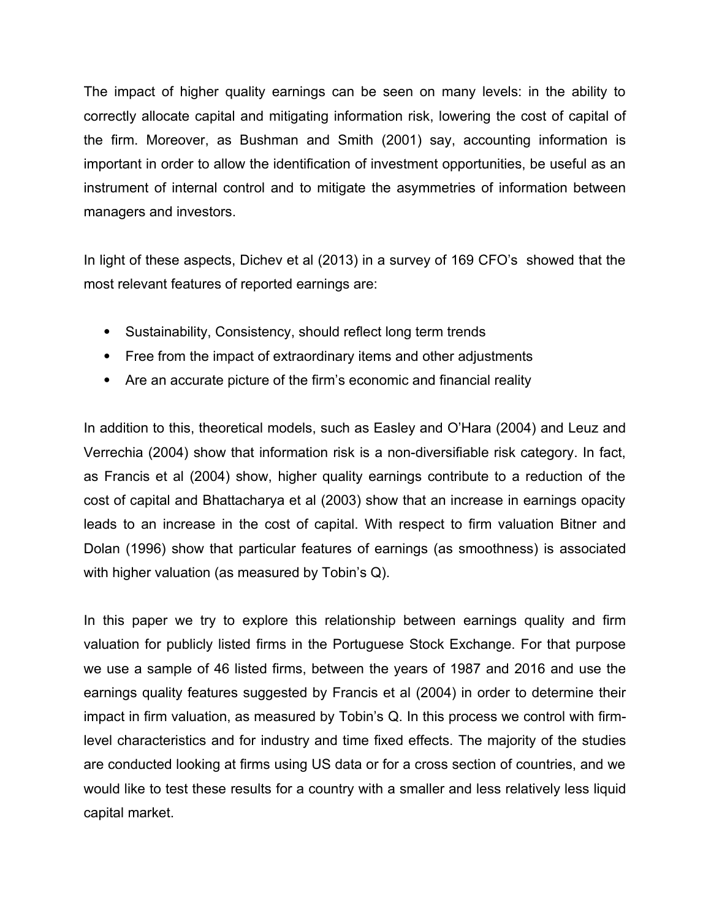The impact of higher quality earnings can be seen on many levels: in the ability to correctly allocate capital and mitigating information risk, lowering the cost of capital of the firm. Moreover, as Bushman and Smith (2001) say, accounting information is important in order to allow the identification of investment opportunities, be useful as an instrument of internal control and to mitigate the asymmetries of information between managers and investors.

In light of these aspects, Dichev et al (2013) in a survey of 169 CFO's showed that the most relevant features of reported earnings are:

- Sustainability, Consistency, should reflect long term trends
- Free from the impact of extraordinary items and other adjustments
- Are an accurate picture of the firm's economic and financial reality

In addition to this, theoretical models, such as Easley and O'Hara (2004) and Leuz and Verrechia (2004) show that information risk is a non-diversifiable risk category. In fact, as Francis et al (2004) show, higher quality earnings contribute to a reduction of the cost of capital and Bhattacharya et al (2003) show that an increase in earnings opacity leads to an increase in the cost of capital. With respect to firm valuation Bitner and Dolan (1996) show that particular features of earnings (as smoothness) is associated with higher valuation (as measured by Tobin's Q).

In this paper we try to explore this relationship between earnings quality and firm valuation for publicly listed firms in the Portuguese Stock Exchange. For that purpose we use a sample of 46 listed firms, between the years of 1987 and 2016 and use the earnings quality features suggested by Francis et al (2004) in order to determine their impact in firm valuation, as measured by Tobin's Q. In this process we control with firm-level characteristics and for industry and time fixed effects. The majority of the studies are conducted looking at firms using US data or for a cross section of countries, and we would like to test these results for a country with a smaller and less relatively less liquid capital market.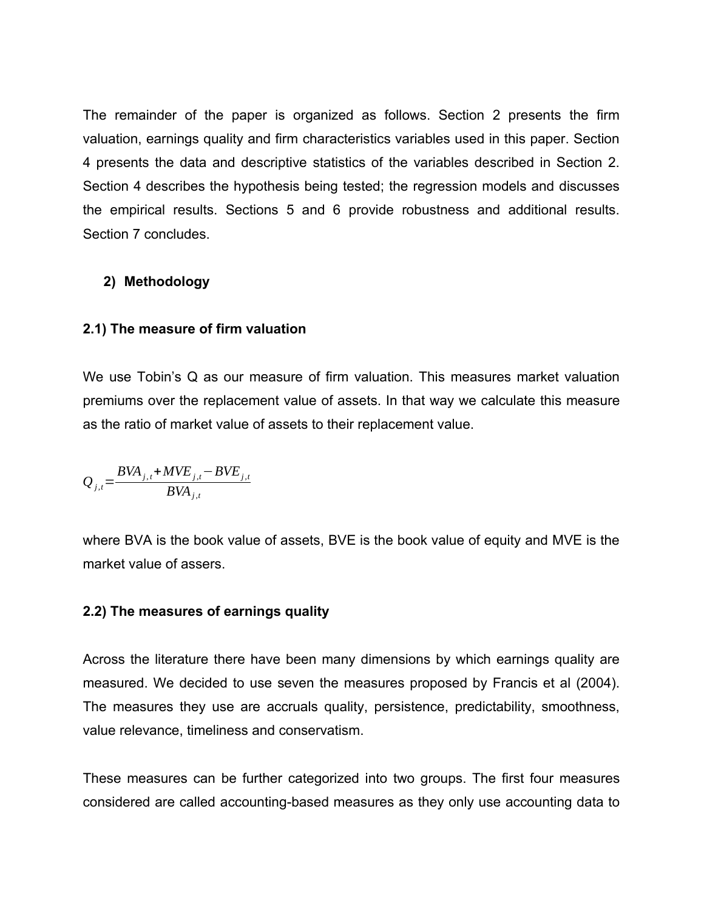The remainder of the paper is organized as follows. Section 2 presents the firm valuation, earnings quality and firm characteristics variables used in this paper. Section 4 presents the data and descriptive statistics of the variables described in Section 2. Section 4 describes the hypothesis being tested; the regression models and discusses the empirical results. Sections 5 and 6 provide robustness and additional results. Section 7 concludes.

## 2) Methodology

### 2.1) The measure of firm valuation

We use Tobin's Q as our measure of firm valuation. This measures market valuation premiums over the replacement value of assets. In that way we calculate this measure as the ratio of market value of assets to their replacement value.

$$Q_{j,t} = \frac{BVA_{j,t} + MVE_{j,t} - BVE_{j,t}}{BVA_{j,t}}$$

where BVA is the book value of assets, BVE is the book value of equity and MVE is the market value of assers.

### 2.2) The measures of earnings quality

Across the literature there have been many dimensions by which earnings quality are measured. We decided to use seven the measures proposed by Francis et al (2004). The measures they use are accruals quality, persistence, predictability, smoothness, value relevance, timeliness and conservatism.

These measures can be further categorized into two groups. The first four measures considered are called accounting-based measures as they only use accounting data to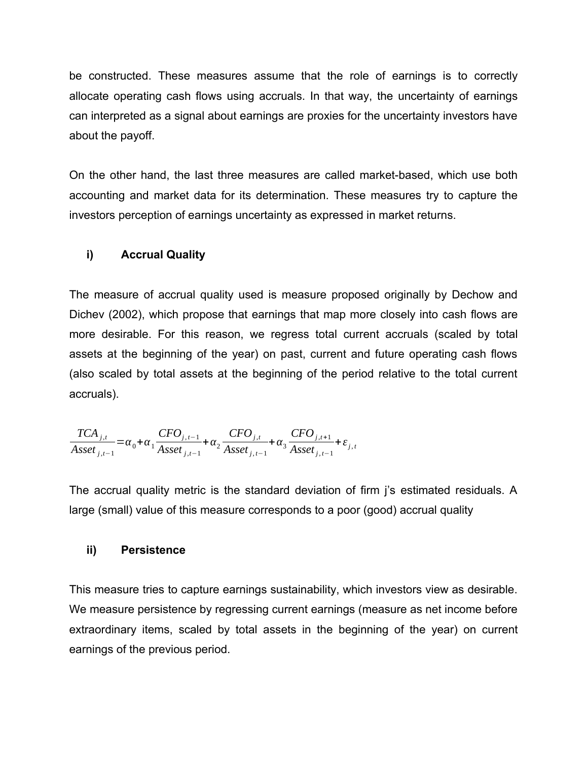be constructed. These measures assume that the role of earnings is to correctly allocate operating cash flows using accruals. In that way, the uncertainty of earnings can interpreted as a signal about earnings are proxies for the uncertainty investors have about the payoff.

On the other hand, the last three measures are called market-based, which use both accounting and market data for its determination. These measures try to capture the investors perception of earnings uncertainty as expressed in market returns.

### i) Accrual Quality

The measure of accrual quality used is measure proposed originally by Dechow and Dichev (2002), which propose that earnings that map more closely into cash flows are more desirable. For this reason, we regress total current accruals (scaled by total assets at the beginning of the year) on past, current and future operating cash flows (also scaled by total assets at the beginning of the period relative to the total current accruals).

$$\frac{TCA_{j,t}}{Asset_{j,t-1}} = \alpha_0 + \alpha_1 \frac{CFO_{j,t-1}}{Asset_{j,t-1}} + \alpha_2 \frac{CFO_{j,t}}{Asset_{j,t-1}} + \alpha_3 \frac{CFO_{j,t+1}}{Asset_{j,t-1}} + \varepsilon_{j,t}$$

The accrual quality metric is the standard deviation of firm j's estimated residuals. A large (small) value of this measure corresponds to a poor (good) accrual quality

### ii) Persistence

This measure tries to capture earnings sustainability, which investors view as desirable. We measure persistence by regressing current earnings (measure as net income before extraordinary items, scaled by total assets in the beginning of the year) on current earnings of the previous period.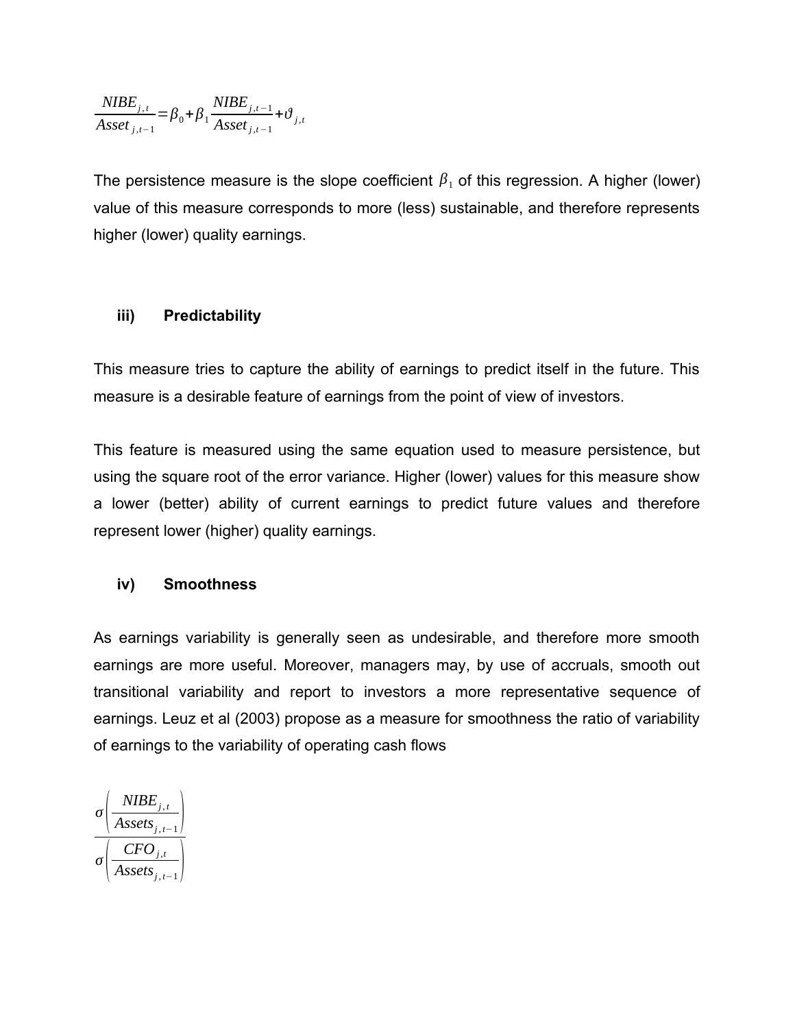$$\frac{NIBE_{j,t}}{Asset_{j,t-1}} = \beta_0 + \beta_1 \frac{NIBE_{j,t-1}}{Asset_{j,t-1}} + \vartheta_{j,t}$$

The persistence measure is the slope coefficient $\beta_1$ of this regression. A higher (lower) value of this measure corresponds to more (less) sustainable, and therefore represents higher (lower) quality earnings.

### iii) Predictability

This measure tries to capture the ability of earnings to predict itself in the future. This measure is a desirable feature of earnings from the point of view of investors.

This feature is measured using the same equation used to measure persistence, but using the square root of the error variance. Higher (lower) values for this measure show a lower (better) ability of current earnings to predict future values and therefore represent lower (higher) quality earnings.

### iv) Smoothness

As earnings variability is generally seen as undesirable, and therefore more smooth earnings are more useful. Moreover, managers may, by use of accruals, smooth out transitional variability and report to investors a more representative sequence of earnings. Leuz et al (2003) propose as a measure for smoothness the ratio of variability of earnings to the variability of operating cash flows

$$\frac{\sigma\left(\dfrac{NIBE_{j,t}}{Assets_{j,t-1}}\right)}{\sigma\left(\dfrac{CFO_{j,t}}{Assets_{j,t-1}}\right)}$$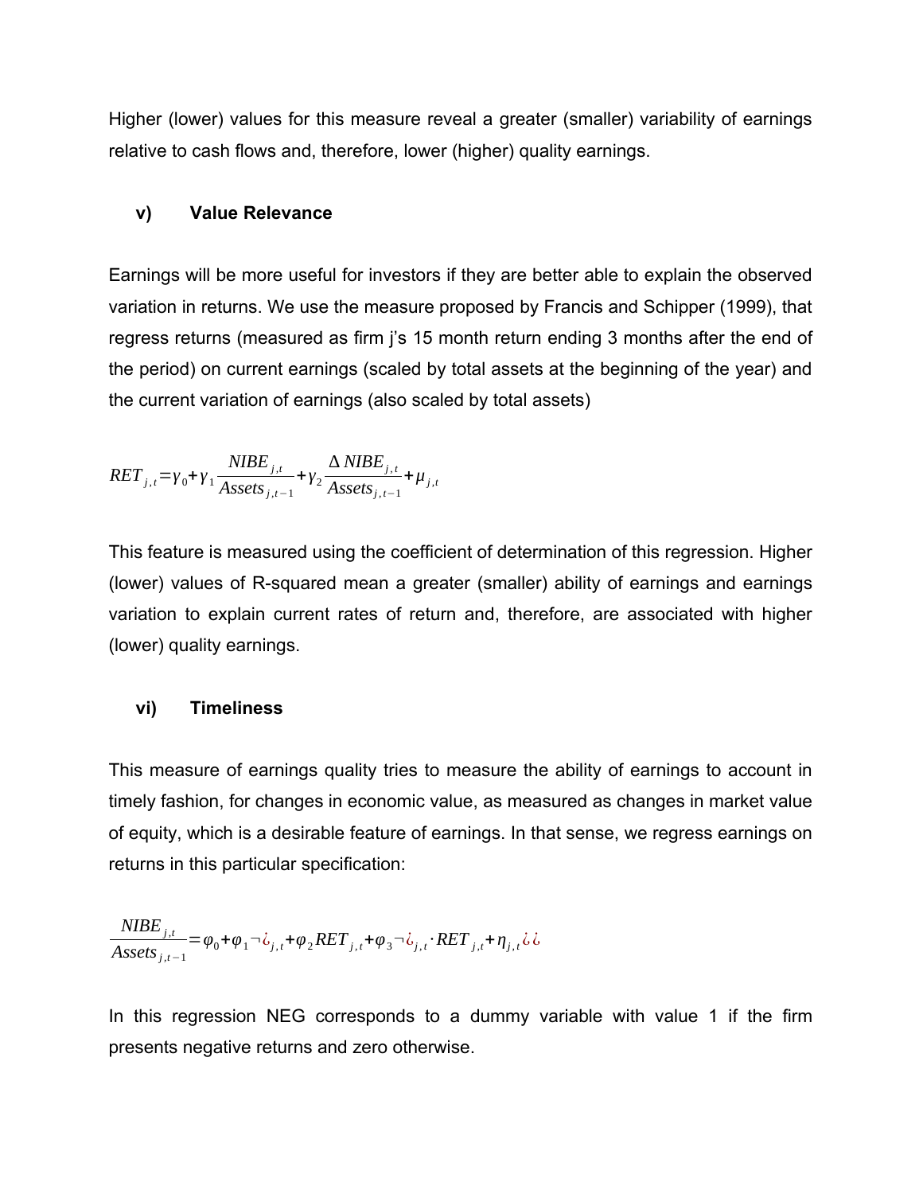Higher (lower) values for this measure reveal a greater (smaller) variability of earnings relative to cash flows and, therefore, lower (higher) quality earnings.

### v) Value Relevance

Earnings will be more useful for investors if they are better able to explain the observed variation in returns. We use the measure proposed by Francis and Schipper (1999), that regress returns (measured as firm j's 15 month return ending 3 months after the end of the period) on current earnings (scaled by total assets at the beginning of the year) and the current variation of earnings (also scaled by total assets)

$$RET_{j,t} = \gamma_0 + \gamma_1 \frac{NIBE_{j,t}}{Assets_{j,t-1}} + \gamma_2 \frac{\Delta NIBE_{j,t}}{Assets_{j,t-1}} + \mu_{j,t}$$

This feature is measured using the coefficient of determination of this regression. Higher (lower) values of R-squared mean a greater (smaller) ability of earnings and earnings variation to explain current rates of return and, therefore, are associated with higher (lower) quality earnings.

### vi) Timeliness

This measure of earnings quality tries to measure the ability of earnings to account in timely fashion, for changes in economic value, as measured as changes in market value of equity, which is a desirable feature of earnings. In that sense, we regress earnings on returns in this particular specification:

$$\frac{NIBE_{j,t}}{Assets_{j,t-1}} = \varphi_0 + \varphi_1 NEG_{j,t} + \varphi_2 RET_{j,t} + \varphi_3 NEG_{j,t} \cdot RET_{j,t} + \eta_{j,t}$$

In this regression NEG corresponds to a dummy variable with value 1 if the firm presents negative returns and zero otherwise.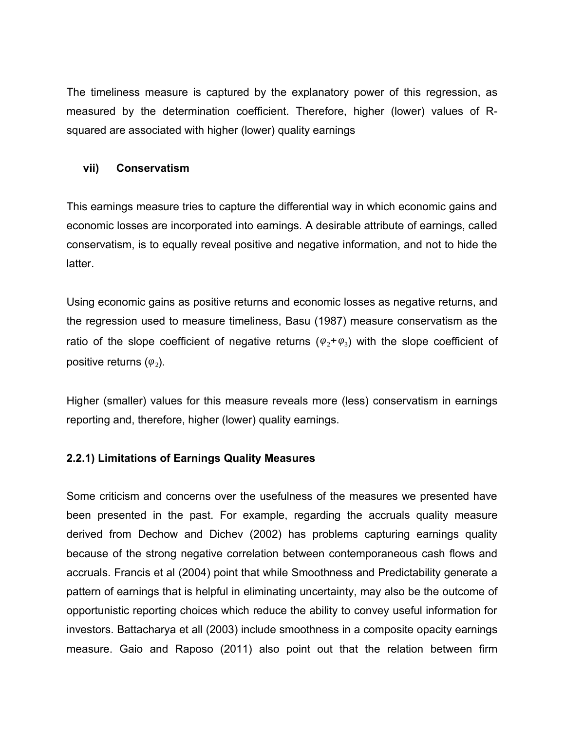The timeliness measure is captured by the explanatory power of this regression, as measured by the determination coefficient. Therefore, higher (lower) values of R-squared are associated with higher (lower) quality earnings

**vii) Conservatism**

This earnings measure tries to capture the differential way in which economic gains and economic losses are incorporated into earnings. A desirable attribute of earnings, called conservatism, is to equally reveal positive and negative information, and not to hide the latter.

Using economic gains as positive returns and economic losses as negative returns, and the regression used to measure timeliness, Basu (1987) measure conservatism as the ratio of the slope coefficient of negative returns ($\varphi_2+\varphi_3$) with the slope coefficient of positive returns ($\varphi_2$).

Higher (smaller) values for this measure reveals more (less) conservatism in earnings reporting and, therefore, higher (lower) quality earnings.

### 2.2.1) Limitations of Earnings Quality Measures

Some criticism and concerns over the usefulness of the measures we presented have been presented in the past. For example, regarding the accruals quality measure derived from Dechow and Dichev (2002) has problems capturing earnings quality because of the strong negative correlation between contemporaneous cash flows and accruals. Francis et al (2004) point that while Smoothness and Predictability generate a pattern of earnings that is helpful in eliminating uncertainty, may also be the outcome of opportunistic reporting choices which reduce the ability to convey useful information for investors. Battacharya et all (2003) include smoothness in a composite opacity earnings measure. Gaio and Raposo (2011) also point out that the relation between firm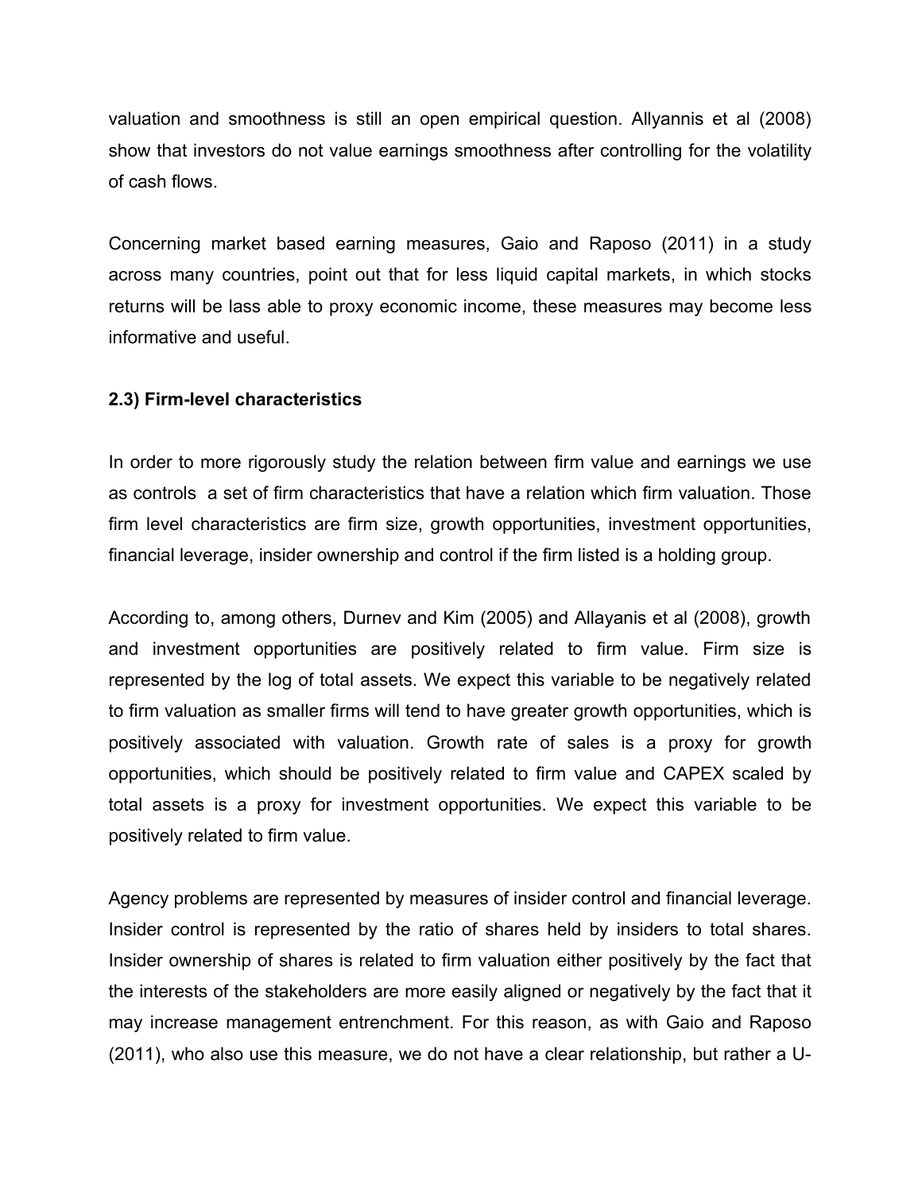valuation and smoothness is still an open empirical question. Allyannis et al (2008) show that investors do not value earnings smoothness after controlling for the volatility of cash flows.

Concerning market based earning measures, Gaio and Raposo (2011) in a study across many countries, point out that for less liquid capital markets, in which stocks returns will be lass able to proxy economic income, these measures may become less informative and useful.

**2.3) Firm-level characteristics**

In order to more rigorously study the relation between firm value and earnings we use as controls a set of firm characteristics that have a relation which firm valuation. Those firm level characteristics are firm size, growth opportunities, investment opportunities, financial leverage, insider ownership and control if the firm listed is a holding group.

According to, among others, Durnev and Kim (2005) and Allayanis et al (2008), growth and investment opportunities are positively related to firm value. Firm size is represented by the log of total assets. We expect this variable to be negatively related to firm valuation as smaller firms will tend to have greater growth opportunities, which is positively associated with valuation. Growth rate of sales is a proxy for growth opportunities, which should be positively related to firm value and CAPEX scaled by total assets is a proxy for investment opportunities. We expect this variable to be positively related to firm value.

Agency problems are represented by measures of insider control and financial leverage. Insider control is represented by the ratio of shares held by insiders to total shares. Insider ownership of shares is related to firm valuation either positively by the fact that the interests of the stakeholders are more easily aligned or negatively by the fact that it may increase management entrenchment. For this reason, as with Gaio and Raposo (2011), who also use this measure, we do not have a clear relationship, but rather a U-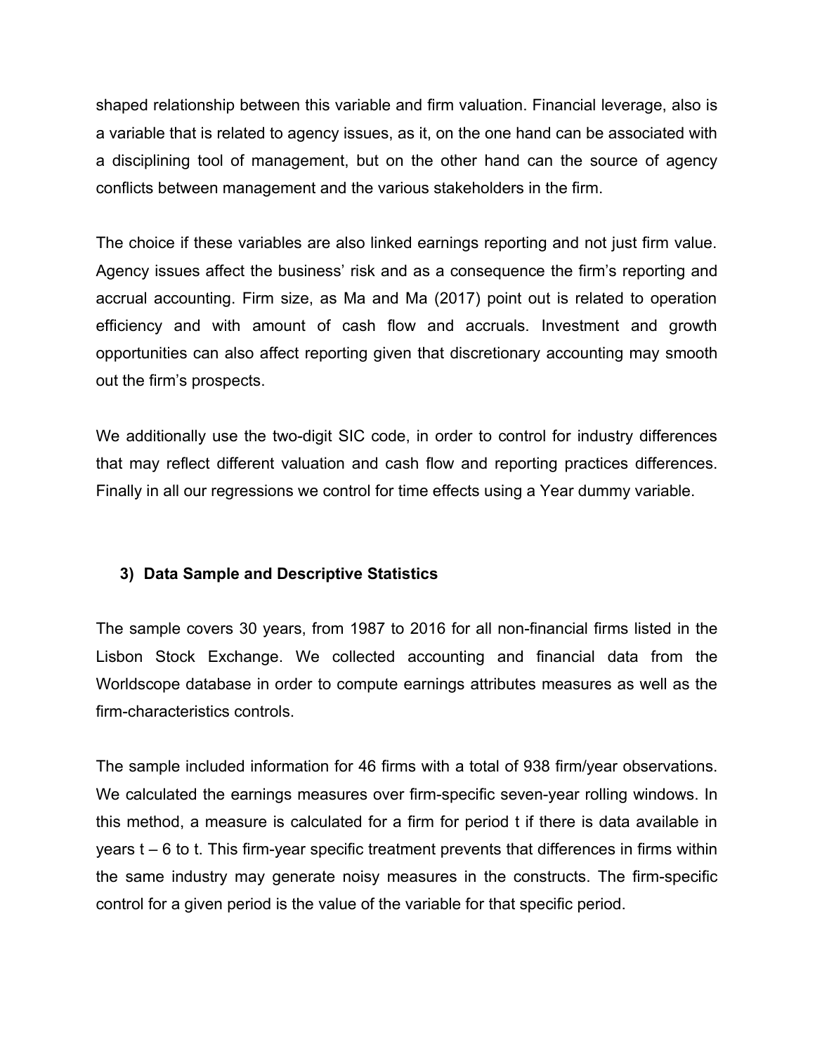shaped relationship between this variable and firm valuation. Financial leverage, also is a variable that is related to agency issues, as it, on the one hand can be associated with a disciplining tool of management, but on the other hand can the source of agency conflicts between management and the various stakeholders in the firm.

The choice if these variables are also linked earnings reporting and not just firm value. Agency issues affect the business' risk and as a consequence the firm's reporting and accrual accounting. Firm size, as Ma and Ma (2017) point out is related to operation efficiency and with amount of cash flow and accruals. Investment and growth opportunities can also affect reporting given that discretionary accounting may smooth out the firm's prospects.

We additionally use the two-digit SIC code, in order to control for industry differences that may reflect different valuation and cash flow and reporting practices differences. Finally in all our regressions we control for time effects using a Year dummy variable.

## 3) Data Sample and Descriptive Statistics

The sample covers 30 years, from 1987 to 2016 for all non-financial firms listed in the Lisbon Stock Exchange. We collected accounting and financial data from the Worldscope database in order to compute earnings attributes measures as well as the firm-characteristics controls.

The sample included information for 46 firms with a total of 938 firm/year observations. We calculated the earnings measures over firm-specific seven-year rolling windows. In this method, a measure is calculated for a firm for period t if there is data available in years t – 6 to t. This firm-year specific treatment prevents that differences in firms within the same industry may generate noisy measures in the constructs. The firm-specific control for a given period is the value of the variable for that specific period.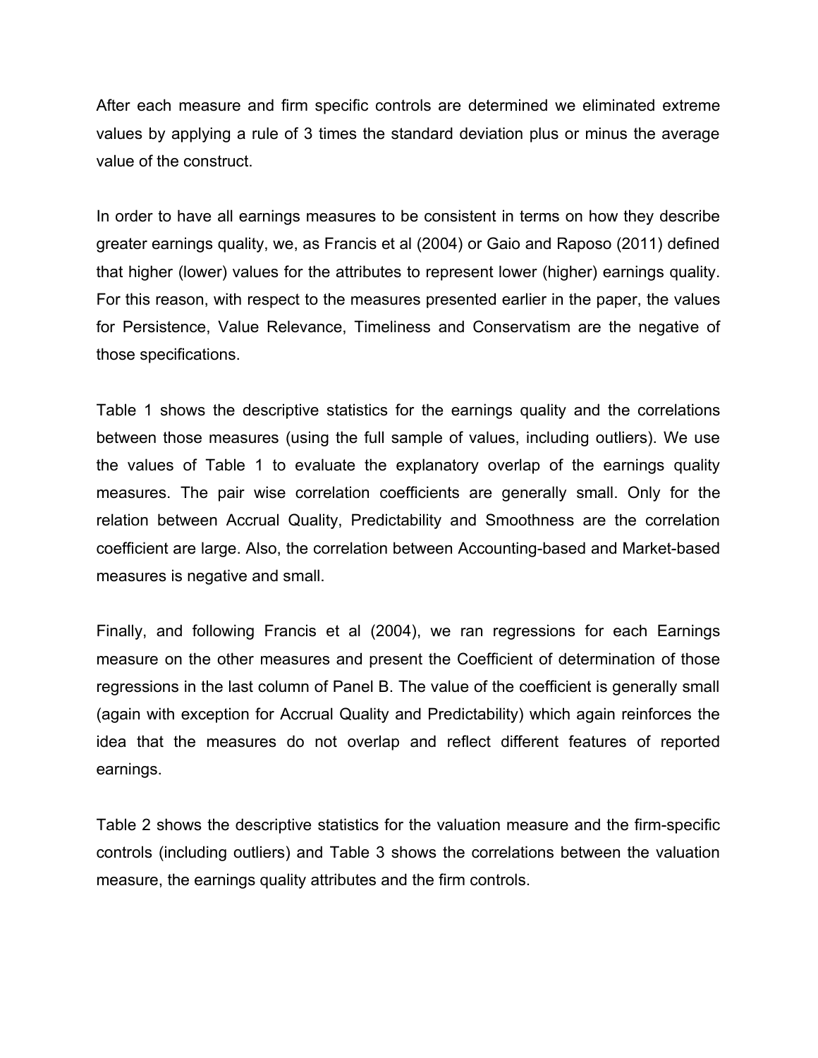After each measure and firm specific controls are determined we eliminated extreme values by applying a rule of 3 times the standard deviation plus or minus the average value of the construct.

In order to have all earnings measures to be consistent in terms on how they describe greater earnings quality, we, as Francis et al (2004) or Gaio and Raposo (2011) defined that higher (lower) values for the attributes to represent lower (higher) earnings quality. For this reason, with respect to the measures presented earlier in the paper, the values for Persistence, Value Relevance, Timeliness and Conservatism are the negative of those specifications.

Table 1 shows the descriptive statistics for the earnings quality and the correlations between those measures (using the full sample of values, including outliers). We use the values of Table 1 to evaluate the explanatory overlap of the earnings quality measures. The pair wise correlation coefficients are generally small. Only for the relation between Accrual Quality, Predictability and Smoothness are the correlation coefficient are large. Also, the correlation between Accounting-based and Market-based measures is negative and small.

Finally, and following Francis et al (2004), we ran regressions for each Earnings measure on the other measures and present the Coefficient of determination of those regressions in the last column of Panel B. The value of the coefficient is generally small (again with exception for Accrual Quality and Predictability) which again reinforces the idea that the measures do not overlap and reflect different features of reported earnings.

Table 2 shows the descriptive statistics for the valuation measure and the firm-specific controls (including outliers) and Table 3 shows the correlations between the valuation measure, the earnings quality attributes and the firm controls.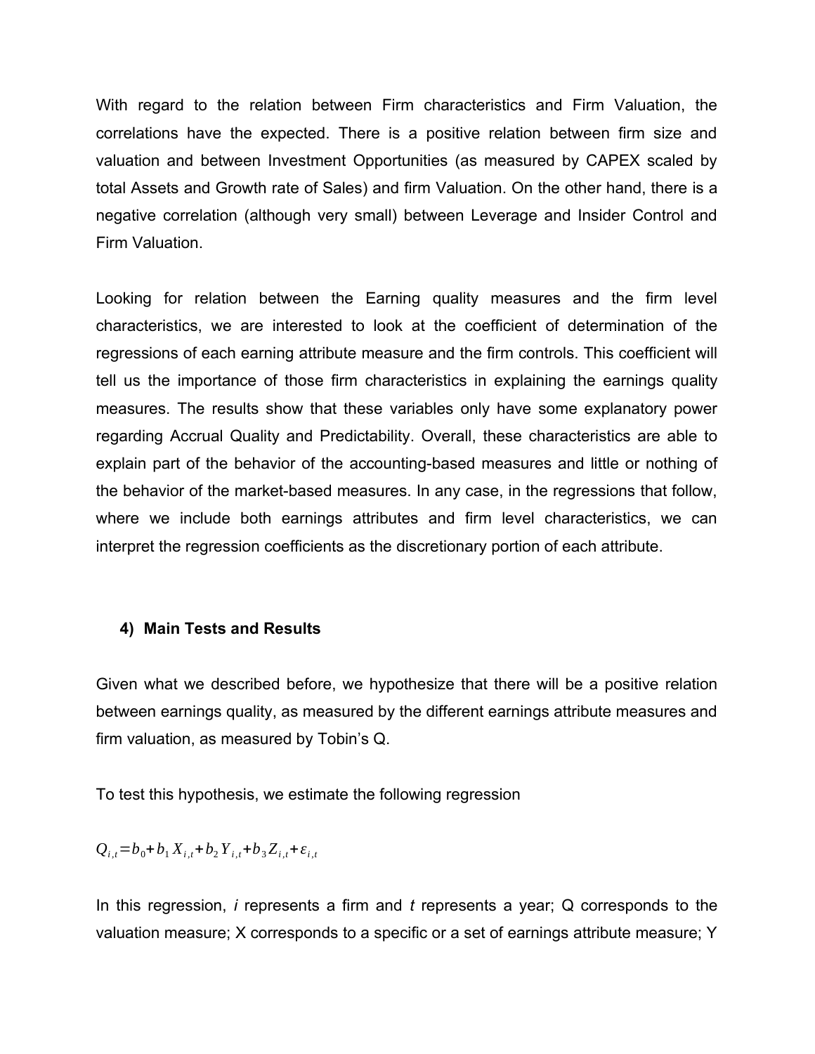With regard to the relation between Firm characteristics and Firm Valuation, the correlations have the expected. There is a positive relation between firm size and valuation and between Investment Opportunities (as measured by CAPEX scaled by total Assets and Growth rate of Sales) and firm Valuation. On the other hand, there is a negative correlation (although very small) between Leverage and Insider Control and Firm Valuation.

Looking for relation between the Earning quality measures and the firm level characteristics, we are interested to look at the coefficient of determination of the regressions of each earning attribute measure and the firm controls. This coefficient will tell us the importance of those firm characteristics in explaining the earnings quality measures. The results show that these variables only have some explanatory power regarding Accrual Quality and Predictability. Overall, these characteristics are able to explain part of the behavior of the accounting-based measures and little or nothing of the behavior of the market-based measures. In any case, in the regressions that follow, where we include both earnings attributes and firm level characteristics, we can interpret the regression coefficients as the discretionary portion of each attribute.

## 4) Main Tests and Results

Given what we described before, we hypothesize that there will be a positive relation between earnings quality, as measured by the different earnings attribute measures and firm valuation, as measured by Tobin's Q.

To test this hypothesis, we estimate the following regression

$$Q_{i,t} = b_0 + b_1 X_{i,t} + b_2 Y_{i,t} + b_3 Z_{i,t} + \varepsilon_{i,t}$$

In this regression, *i* represents a firm and *t* represents a year; Q corresponds to the valuation measure; X corresponds to a specific or a set of earnings attribute measure; Y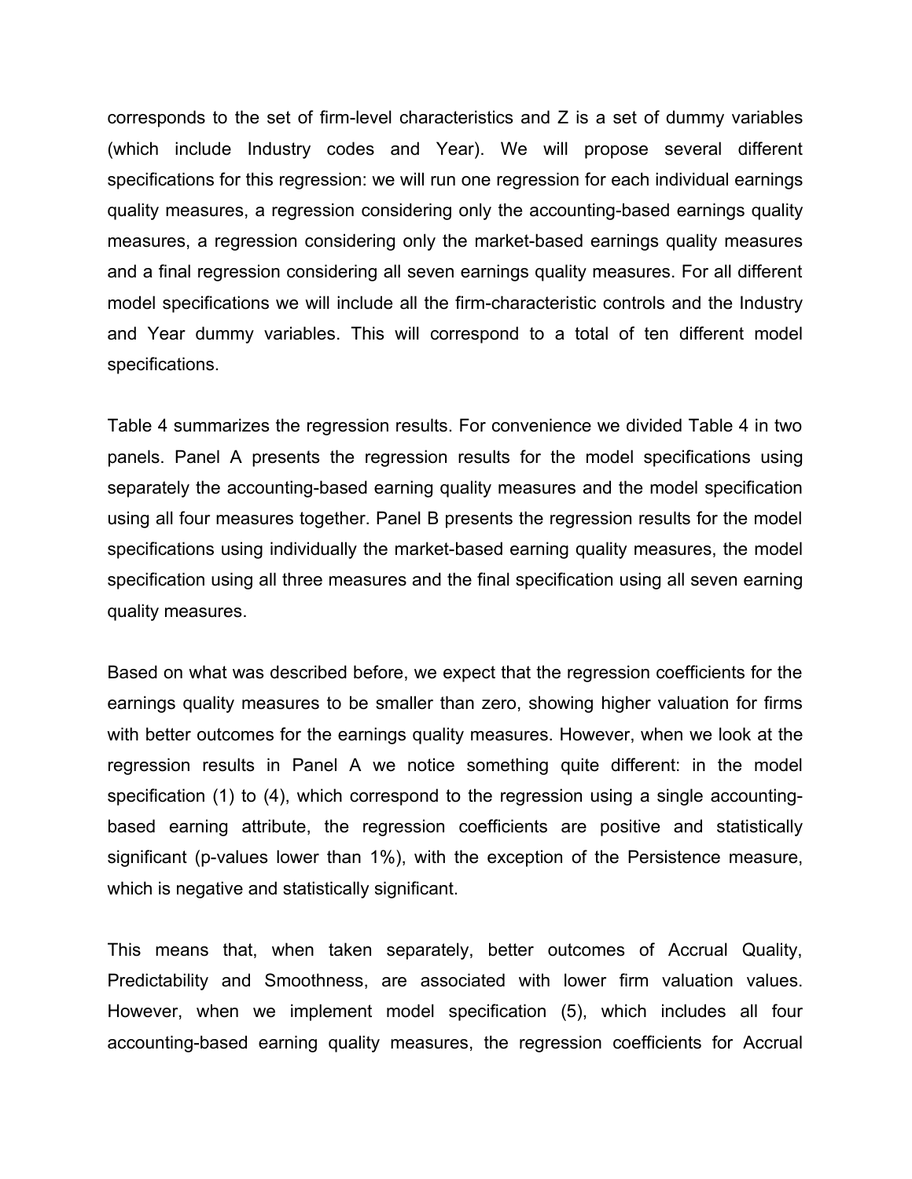corresponds to the set of firm-level characteristics and Z is a set of dummy variables (which include Industry codes and Year). We will propose several different specifications for this regression: we will run one regression for each individual earnings quality measures, a regression considering only the accounting-based earnings quality measures, a regression considering only the market-based earnings quality measures and a final regression considering all seven earnings quality measures. For all different model specifications we will include all the firm-characteristic controls and the Industry and Year dummy variables. This will correspond to a total of ten different model specifications.

Table 4 summarizes the regression results. For convenience we divided Table 4 in two panels. Panel A presents the regression results for the model specifications using separately the accounting-based earning quality measures and the model specification using all four measures together. Panel B presents the regression results for the model specifications using individually the market-based earning quality measures, the model specification using all three measures and the final specification using all seven earning quality measures.

Based on what was described before, we expect that the regression coefficients for the earnings quality measures to be smaller than zero, showing higher valuation for firms with better outcomes for the earnings quality measures. However, when we look at the regression results in Panel A we notice something quite different: in the model specification (1) to (4), which correspond to the regression using a single accounting-based earning attribute, the regression coefficients are positive and statistically significant (p-values lower than 1%), with the exception of the Persistence measure, which is negative and statistically significant.

This means that, when taken separately, better outcomes of Accrual Quality, Predictability and Smoothness, are associated with lower firm valuation values. However, when we implement model specification (5), which includes all four accounting-based earning quality measures, the regression coefficients for Accrual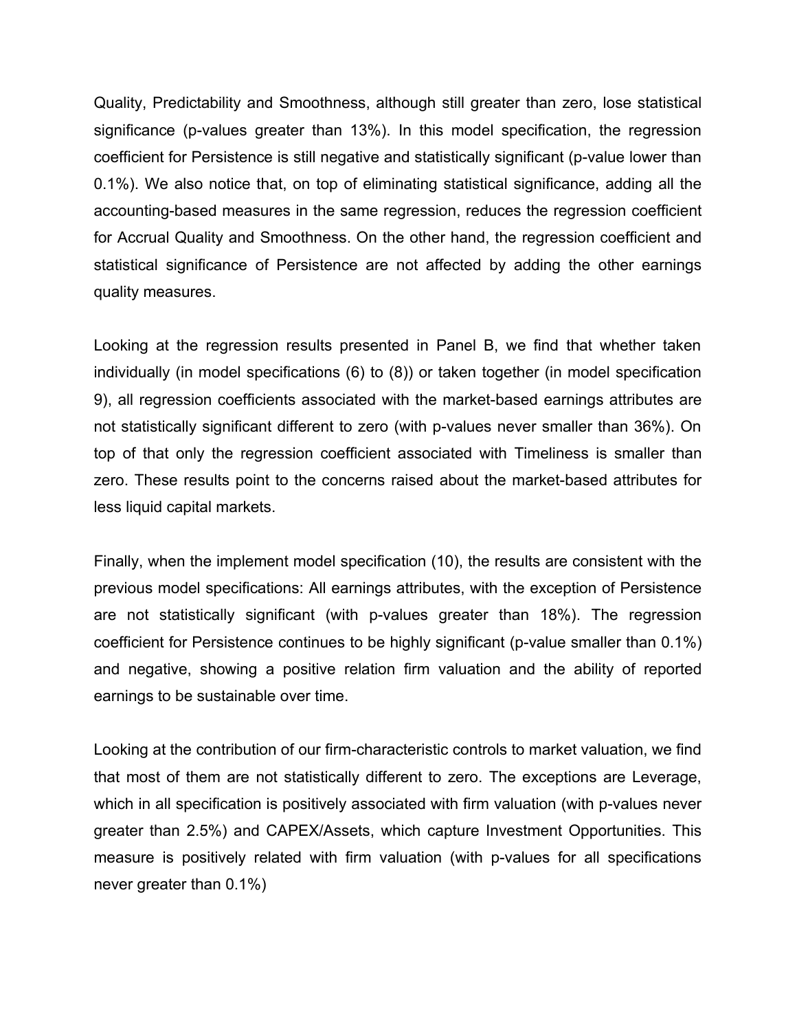Quality, Predictability and Smoothness, although still greater than zero, lose statistical significance (p-values greater than 13%). In this model specification, the regression coefficient for Persistence is still negative and statistically significant (p-value lower than 0.1%). We also notice that, on top of eliminating statistical significance, adding all the accounting-based measures in the same regression, reduces the regression coefficient for Accrual Quality and Smoothness. On the other hand, the regression coefficient and statistical significance of Persistence are not affected by adding the other earnings quality measures.

Looking at the regression results presented in Panel B, we find that whether taken individually (in model specifications (6) to (8)) or taken together (in model specification 9), all regression coefficients associated with the market-based earnings attributes are not statistically significant different to zero (with p-values never smaller than 36%). On top of that only the regression coefficient associated with Timeliness is smaller than zero. These results point to the concerns raised about the market-based attributes for less liquid capital markets.

Finally, when the implement model specification (10), the results are consistent with the previous model specifications: All earnings attributes, with the exception of Persistence are not statistically significant (with p-values greater than 18%). The regression coefficient for Persistence continues to be highly significant (p-value smaller than 0.1%) and negative, showing a positive relation firm valuation and the ability of reported earnings to be sustainable over time.

Looking at the contribution of our firm-characteristic controls to market valuation, we find that most of them are not statistically different to zero. The exceptions are Leverage, which in all specification is positively associated with firm valuation (with p-values never greater than 2.5%) and CAPEX/Assets, which capture Investment Opportunities. This measure is positively related with firm valuation (with p-values for all specifications never greater than 0.1%)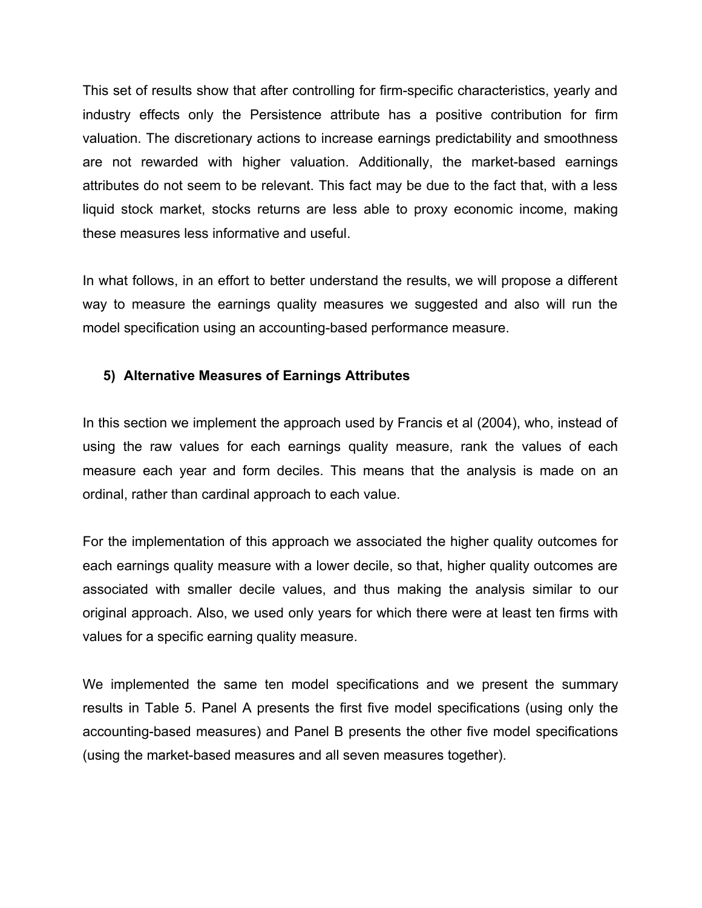This set of results show that after controlling for firm-specific characteristics, yearly and industry effects only the Persistence attribute has a positive contribution for firm valuation. The discretionary actions to increase earnings predictability and smoothness are not rewarded with higher valuation. Additionally, the market-based earnings attributes do not seem to be relevant. This fact may be due to the fact that, with a less liquid stock market, stocks returns are less able to proxy economic income, making these measures less informative and useful.

In what follows, in an effort to better understand the results, we will propose a different way to measure the earnings quality measures we suggested and also will run the model specification using an accounting-based performance measure.

## 5) Alternative Measures of Earnings Attributes

In this section we implement the approach used by Francis et al (2004), who, instead of using the raw values for each earnings quality measure, rank the values of each measure each year and form deciles. This means that the analysis is made on an ordinal, rather than cardinal approach to each value.

For the implementation of this approach we associated the higher quality outcomes for each earnings quality measure with a lower decile, so that, higher quality outcomes are associated with smaller decile values, and thus making the analysis similar to our original approach. Also, we used only years for which there were at least ten firms with values for a specific earning quality measure.

We implemented the same ten model specifications and we present the summary results in Table 5. Panel A presents the first five model specifications (using only the accounting-based measures) and Panel B presents the other five model specifications (using the market-based measures and all seven measures together).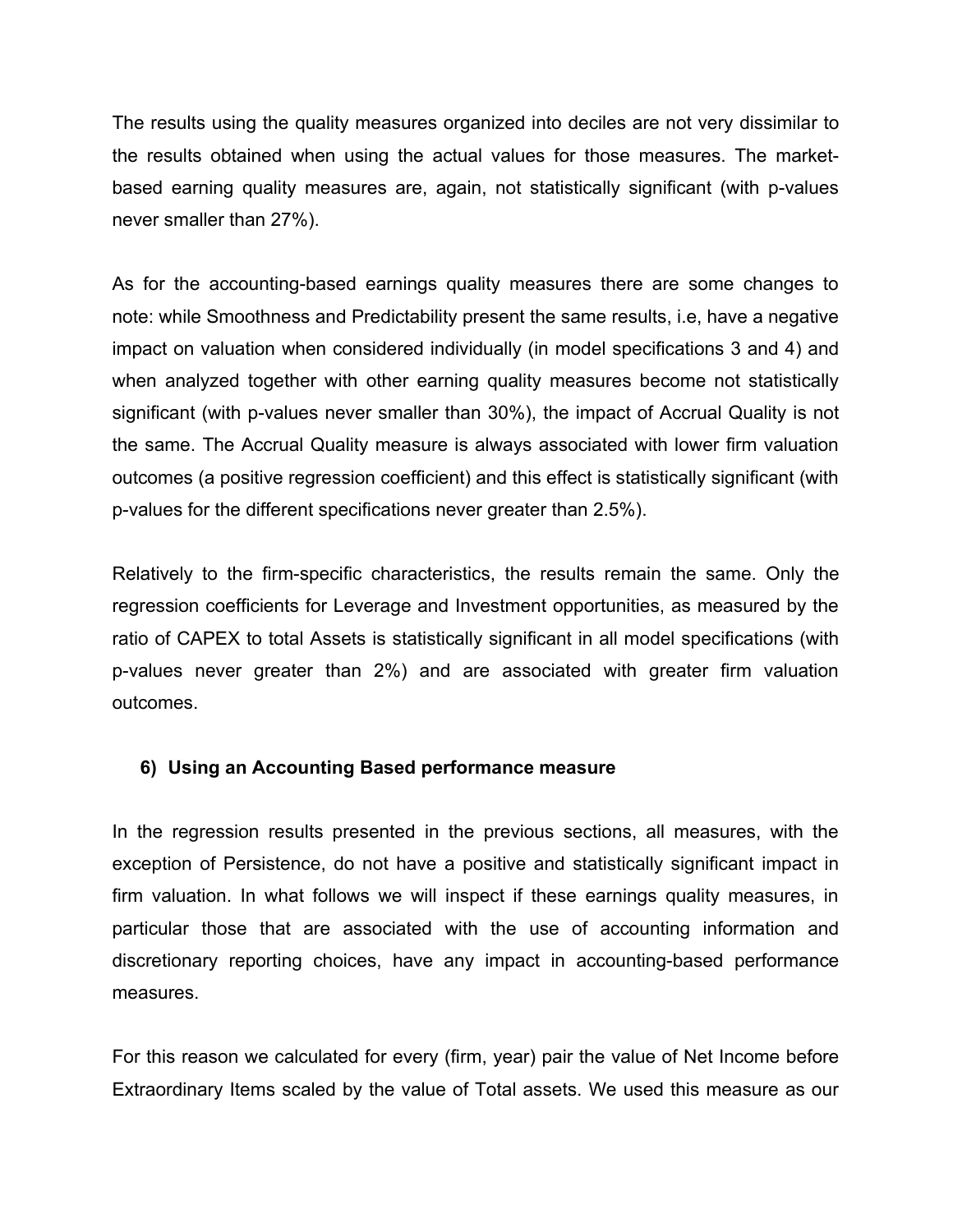The results using the quality measures organized into deciles are not very dissimilar to the results obtained when using the actual values for those measures. The market-based earning quality measures are, again, not statistically significant (with p-values never smaller than 27%).

As for the accounting-based earnings quality measures there are some changes to note: while Smoothness and Predictability present the same results, i.e, have a negative impact on valuation when considered individually (in model specifications 3 and 4) and when analyzed together with other earning quality measures become not statistically significant (with p-values never smaller than 30%), the impact of Accrual Quality is not the same. The Accrual Quality measure is always associated with lower firm valuation outcomes (a positive regression coefficient) and this effect is statistically significant (with p-values for the different specifications never greater than 2.5%).

Relatively to the firm-specific characteristics, the results remain the same. Only the regression coefficients for Leverage and Investment opportunities, as measured by the ratio of CAPEX to total Assets is statistically significant in all model specifications (with p-values never greater than 2%) and are associated with greater firm valuation outcomes.

### 6) Using an Accounting Based performance measure

In the regression results presented in the previous sections, all measures, with the exception of Persistence, do not have a positive and statistically significant impact in firm valuation. In what follows we will inspect if these earnings quality measures, in particular those that are associated with the use of accounting information and discretionary reporting choices, have any impact in accounting-based performance measures.

For this reason we calculated for every (firm, year) pair the value of Net Income before Extraordinary Items scaled by the value of Total assets. We used this measure as our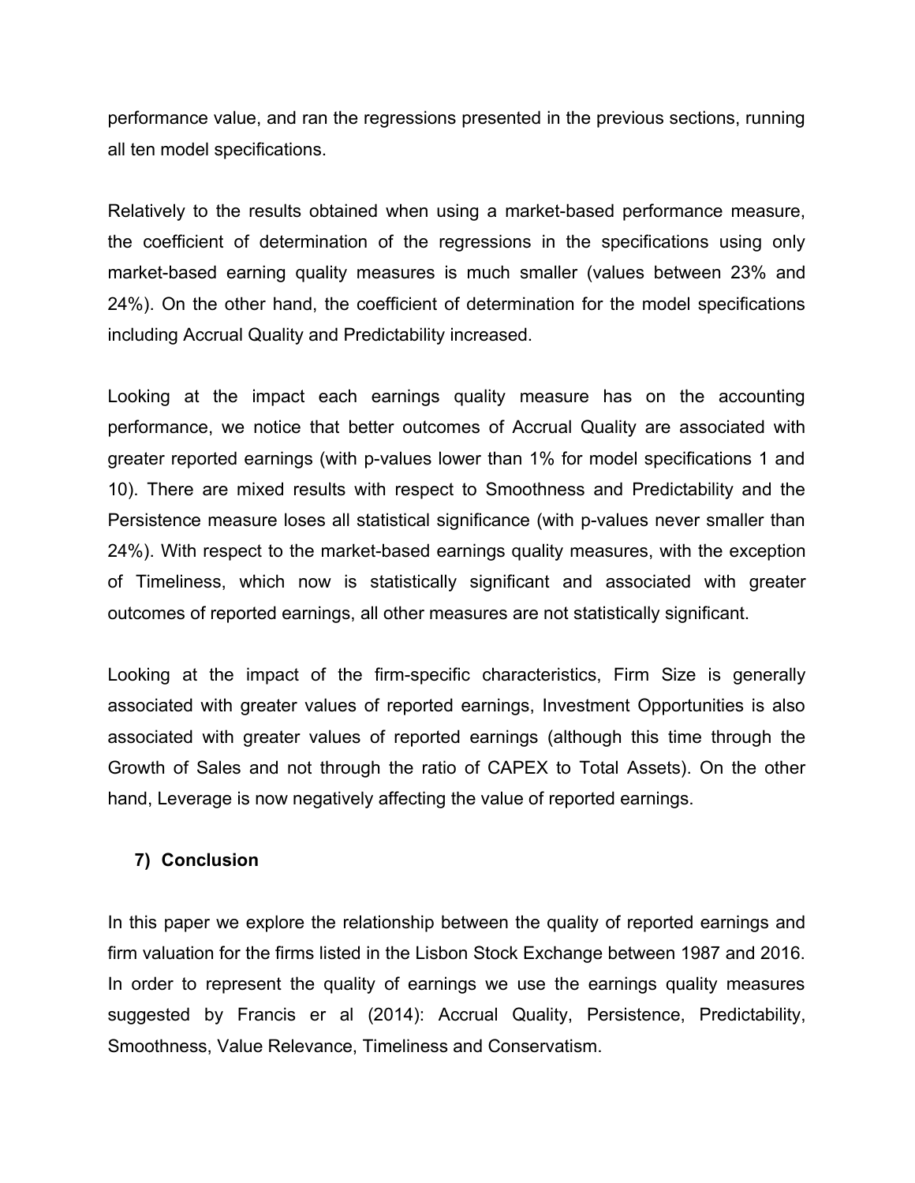performance value, and ran the regressions presented in the previous sections, running all ten model specifications.

Relatively to the results obtained when using a market-based performance measure, the coefficient of determination of the regressions in the specifications using only market-based earning quality measures is much smaller (values between 23% and 24%). On the other hand, the coefficient of determination for the model specifications including Accrual Quality and Predictability increased.

Looking at the impact each earnings quality measure has on the accounting performance, we notice that better outcomes of Accrual Quality are associated with greater reported earnings (with p-values lower than 1% for model specifications 1 and 10). There are mixed results with respect to Smoothness and Predictability and the Persistence measure loses all statistical significance (with p-values never smaller than 24%). With respect to the market-based earnings quality measures, with the exception of Timeliness, which now is statistically significant and associated with greater outcomes of reported earnings, all other measures are not statistically significant.

Looking at the impact of the firm-specific characteristics, Firm Size is generally associated with greater values of reported earnings, Investment Opportunities is also associated with greater values of reported earnings (although this time through the Growth of Sales and not through the ratio of CAPEX to Total Assets). On the other hand, Leverage is now negatively affecting the value of reported earnings.

## 7) Conclusion

In this paper we explore the relationship between the quality of reported earnings and firm valuation for the firms listed in the Lisbon Stock Exchange between 1987 and 2016. In order to represent the quality of earnings we use the earnings quality measures suggested by Francis er al (2014): Accrual Quality, Persistence, Predictability, Smoothness, Value Relevance, Timeliness and Conservatism.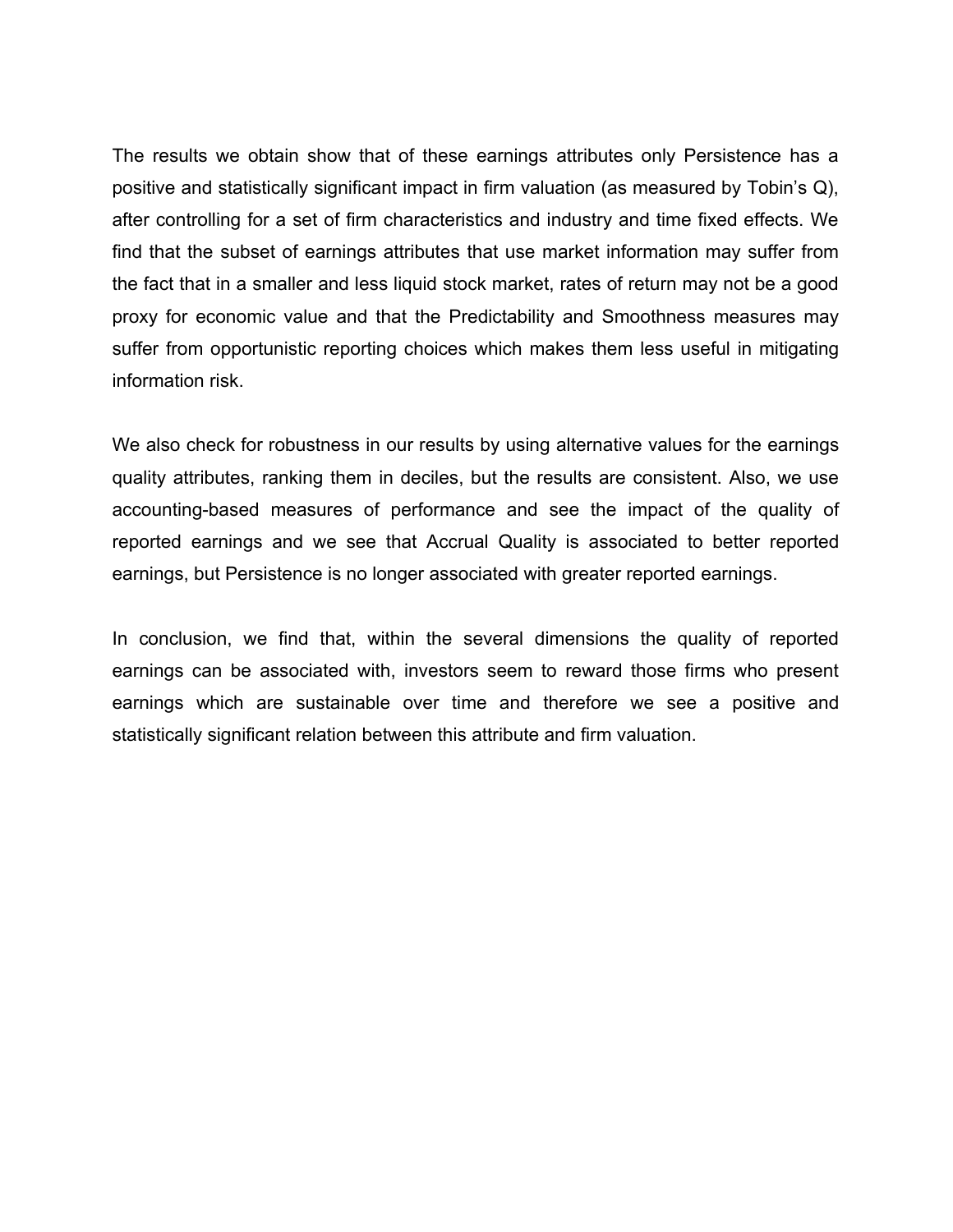The results we obtain show that of these earnings attributes only Persistence has a positive and statistically significant impact in firm valuation (as measured by Tobin's Q), after controlling for a set of firm characteristics and industry and time fixed effects. We find that the subset of earnings attributes that use market information may suffer from the fact that in a smaller and less liquid stock market, rates of return may not be a good proxy for economic value and that the Predictability and Smoothness measures may suffer from opportunistic reporting choices which makes them less useful in mitigating information risk.

We also check for robustness in our results by using alternative values for the earnings quality attributes, ranking them in deciles, but the results are consistent. Also, we use accounting-based measures of performance and see the impact of the quality of reported earnings and we see that Accrual Quality is associated to better reported earnings, but Persistence is no longer associated with greater reported earnings.

In conclusion, we find that, within the several dimensions the quality of reported earnings can be associated with, investors seem to reward those firms who present earnings which are sustainable over time and therefore we see a positive and statistically significant relation between this attribute and firm valuation.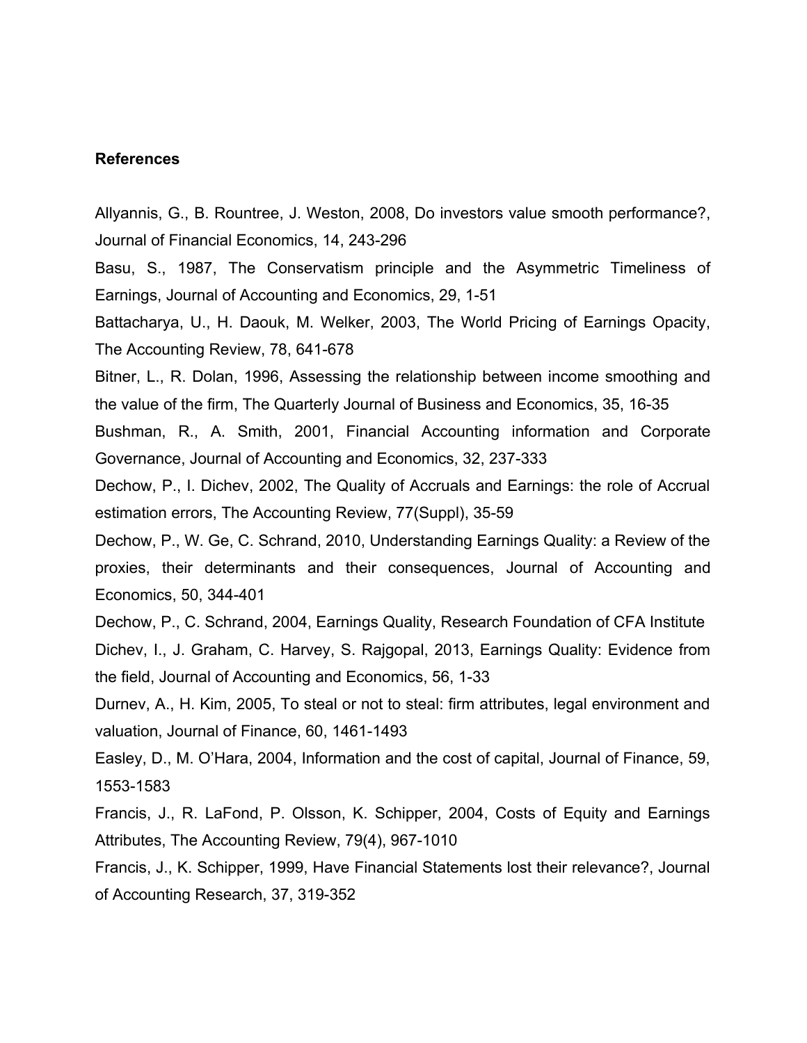**References**

Allyannis, G., B. Rountree, J. Weston, 2008, Do investors value smooth performance?, Journal of Financial Economics, 14, 243-296

Basu, S., 1987, The Conservatism principle and the Asymmetric Timeliness of Earnings, Journal of Accounting and Economics, 29, 1-51

Battacharya, U., H. Daouk, M. Welker, 2003, The World Pricing of Earnings Opacity, The Accounting Review, 78, 641-678

Bitner, L., R. Dolan, 1996, Assessing the relationship between income smoothing and the value of the firm, The Quarterly Journal of Business and Economics, 35, 16-35

Bushman, R., A. Smith, 2001, Financial Accounting information and Corporate Governance, Journal of Accounting and Economics, 32, 237-333

Dechow, P., I. Dichev, 2002, The Quality of Accruals and Earnings: the role of Accrual estimation errors, The Accounting Review, 77(Suppl), 35-59

Dechow, P., W. Ge, C. Schrand, 2010, Understanding Earnings Quality: a Review of the proxies, their determinants and their consequences, Journal of Accounting and Economics, 50, 344-401

Dechow, P., C. Schrand, 2004, Earnings Quality, Research Foundation of CFA Institute

Dichev, I., J. Graham, C. Harvey, S. Rajgopal, 2013, Earnings Quality: Evidence from the field, Journal of Accounting and Economics, 56, 1-33

Durnev, A., H. Kim, 2005, To steal or not to steal: firm attributes, legal environment and valuation, Journal of Finance, 60, 1461-1493

Easley, D., M. O'Hara, 2004, Information and the cost of capital, Journal of Finance, 59, 1553-1583

Francis, J., R. LaFond, P. Olsson, K. Schipper, 2004, Costs of Equity and Earnings Attributes, The Accounting Review, 79(4), 967-1010

Francis, J., K. Schipper, 1999, Have Financial Statements lost their relevance?, Journal of Accounting Research, 37, 319-352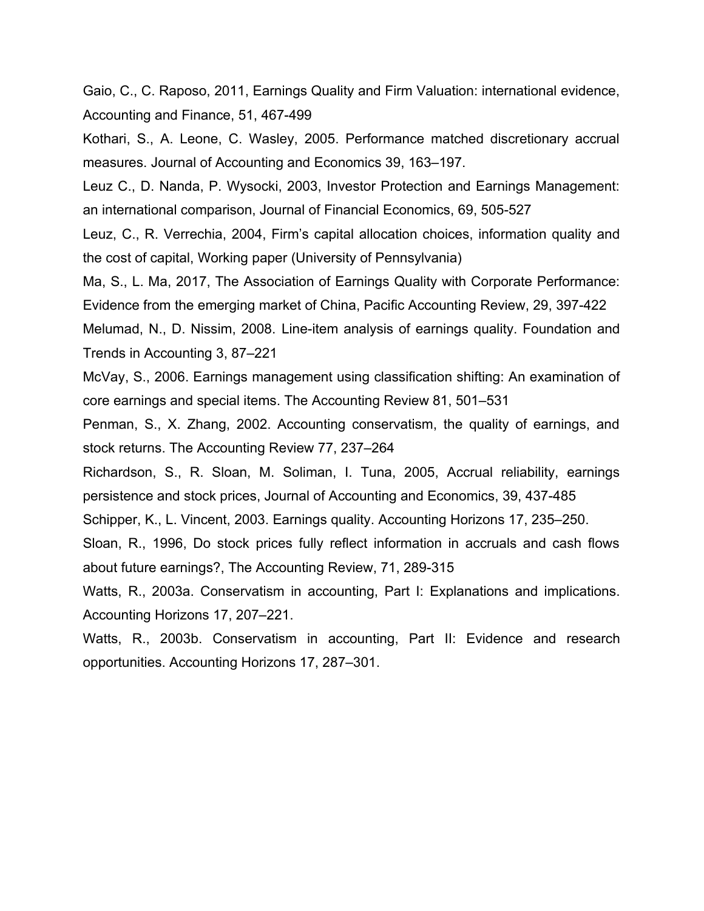Gaio, C., C. Raposo, 2011, Earnings Quality and Firm Valuation: international evidence, Accounting and Finance, 51, 467-499

Kothari, S., A. Leone, C. Wasley, 2005. Performance matched discretionary accrual measures. Journal of Accounting and Economics 39, 163–197.

Leuz C., D. Nanda, P. Wysocki, 2003, Investor Protection and Earnings Management: an international comparison, Journal of Financial Economics, 69, 505-527

Leuz, C., R. Verrechia, 2004, Firm's capital allocation choices, information quality and the cost of capital, Working paper (University of Pennsylvania)

Ma, S., L. Ma, 2017, The Association of Earnings Quality with Corporate Performance: Evidence from the emerging market of China, Pacific Accounting Review, 29, 397-422

Melumad, N., D. Nissim, 2008. Line-item analysis of earnings quality. Foundation and Trends in Accounting 3, 87–221

McVay, S., 2006. Earnings management using classification shifting: An examination of core earnings and special items. The Accounting Review 81, 501–531

Penman, S., X. Zhang, 2002. Accounting conservatism, the quality of earnings, and stock returns. The Accounting Review 77, 237–264

Richardson, S., R. Sloan, M. Soliman, I. Tuna, 2005, Accrual reliability, earnings persistence and stock prices, Journal of Accounting and Economics, 39, 437-485

Schipper, K., L. Vincent, 2003. Earnings quality. Accounting Horizons 17, 235–250.

Sloan, R., 1996, Do stock prices fully reflect information in accruals and cash flows about future earnings?, The Accounting Review, 71, 289-315

Watts, R., 2003a. Conservatism in accounting, Part I: Explanations and implications. Accounting Horizons 17, 207–221.

Watts, R., 2003b. Conservatism in accounting, Part II: Evidence and research opportunities. Accounting Horizons 17, 287–301.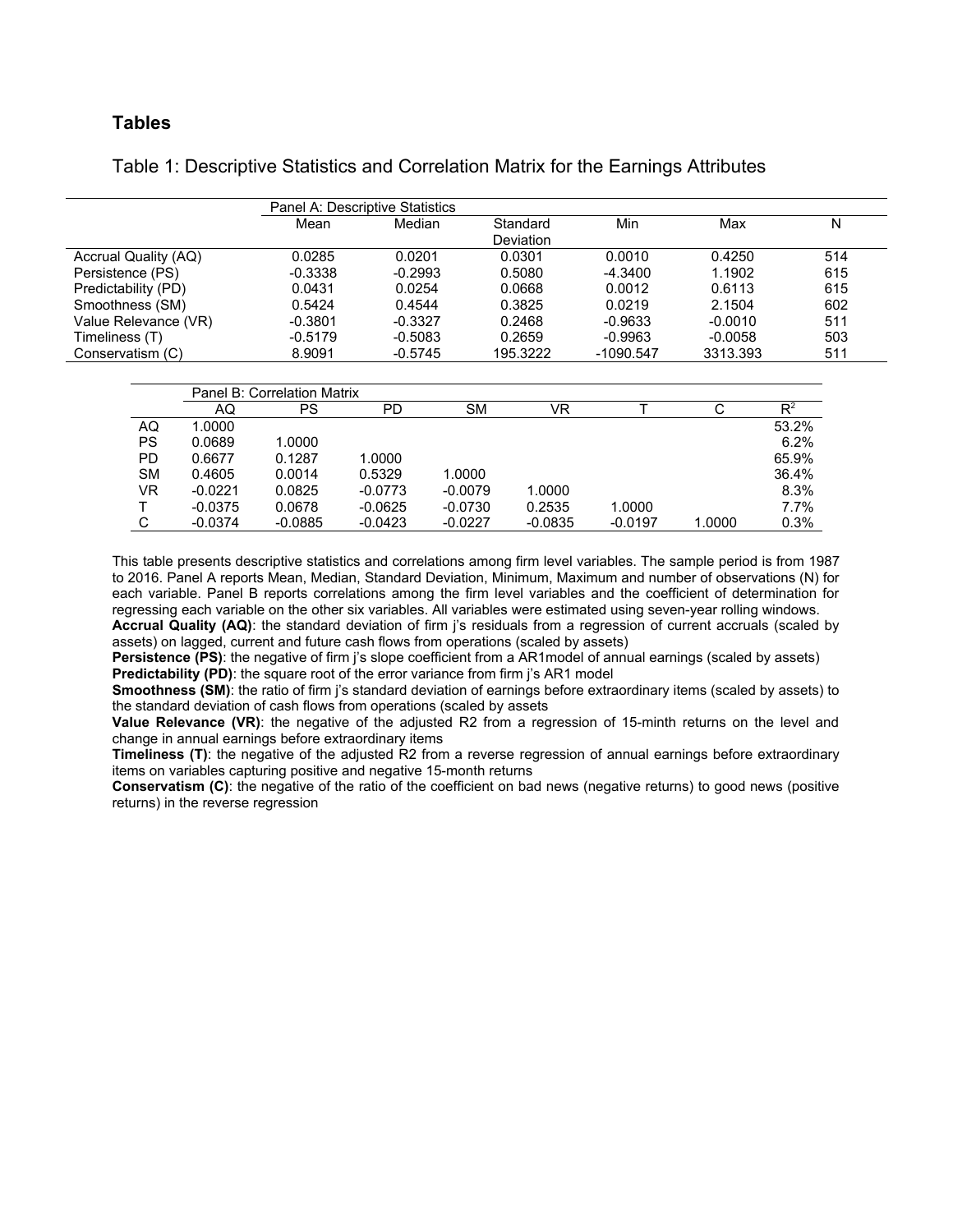## Tables

Table 1: Descriptive Statistics and Correlation Matrix for the Earnings Attributes

| Panel A: Descriptive Statistics | | | | | | |
|---|---|---|---|---|---|---|
| | Mean | Median | Standard Deviation | Min | Max | N |
| Accrual Quality (AQ) | 0.0285 | 0.0201 | 0.0301 | 0.0010 | 0.4250 | 514 |
| Persistence (PS) | -0.3338 | -0.2993 | 0.5080 | -4.3400 | 1.1902 | 615 |
| Predictability (PD) | 0.0431 | 0.0254 | 0.0668 | 0.0012 | 0.6113 | 615 |
| Smoothness (SM) | 0.5424 | 0.4544 | 0.3825 | 0.0219 | 2.1504 | 602 |
| Value Relevance (VR) | -0.3801 | -0.3327 | 0.2468 | -0.9633 | -0.0010 | 511 |
| Timeliness (T) | -0.5179 | -0.5083 | 0.2659 | -0.9963 | -0.0058 | 503 |
| Conservatism (C) | 8.9091 | -0.5745 | 195.3222 | -1090.547 | 3313.393 | 511 |

| Panel B: Correlation Matrix | | | | | | | | |
|---|---|---|---|---|---|---|---|---|
| | AQ | PS | PD | SM | VR | T | C | $R^2$ |
| AQ | 1.0000 | | | | | | | 53.2% |
| PS | 0.0689 | 1.0000 | | | | | | 6.2% |
| PD | 0.6677 | 0.1287 | 1.0000 | | | | | 65.9% |
| SM | 0.4605 | 0.0014 | 0.5329 | 1.0000 | | | | 36.4% |
| VR | -0.0221 | 0.0825 | -0.0773 | -0.0079 | 1.0000 | | | 8.3% |
| T | -0.0375 | 0.0678 | -0.0625 | -0.0730 | 0.2535 | 1.0000 | | 7.7% |
| C | -0.0374 | -0.0885 | -0.0423 | -0.0227 | -0.0835 | -0.0197 | 1.0000 | 0.3% |

This table presents descriptive statistics and correlations among firm level variables. The sample period is from 1987 to 2016. Panel A reports Mean, Median, Standard Deviation, Minimum, Maximum and number of observations (N) for each variable. Panel B reports correlations among the firm level variables and the coefficient of determination for regressing each variable on the other six variables. All variables were estimated using seven-year rolling windows.

**Accrual Quality (AQ)**: the standard deviation of firm j's residuals from a regression of current accruals (scaled by assets) on lagged, current and future cash flows from operations (scaled by assets)

**Persistence (PS)**: the negative of firm j's slope coefficient from a AR1model of annual earnings (scaled by assets)

**Predictability (PD)**: the square root of the error variance from firm j's AR1 model

**Smoothness (SM)**: the ratio of firm j's standard deviation of earnings before extraordinary items (scaled by assets) to the standard deviation of cash flows from operations (scaled by assets

**Value Relevance (VR)**: the negative of the adjusted R2 from a regression of 15-minth returns on the level and change in annual earnings before extraordinary items

**Timeliness (T)**: the negative of the adjusted R2 from a reverse regression of annual earnings before extraordinary items on variables capturing positive and negative 15-month returns

**Conservatism (C)**: the negative of the ratio of the coefficient on bad news (negative returns) to good news (positive returns) in the reverse regression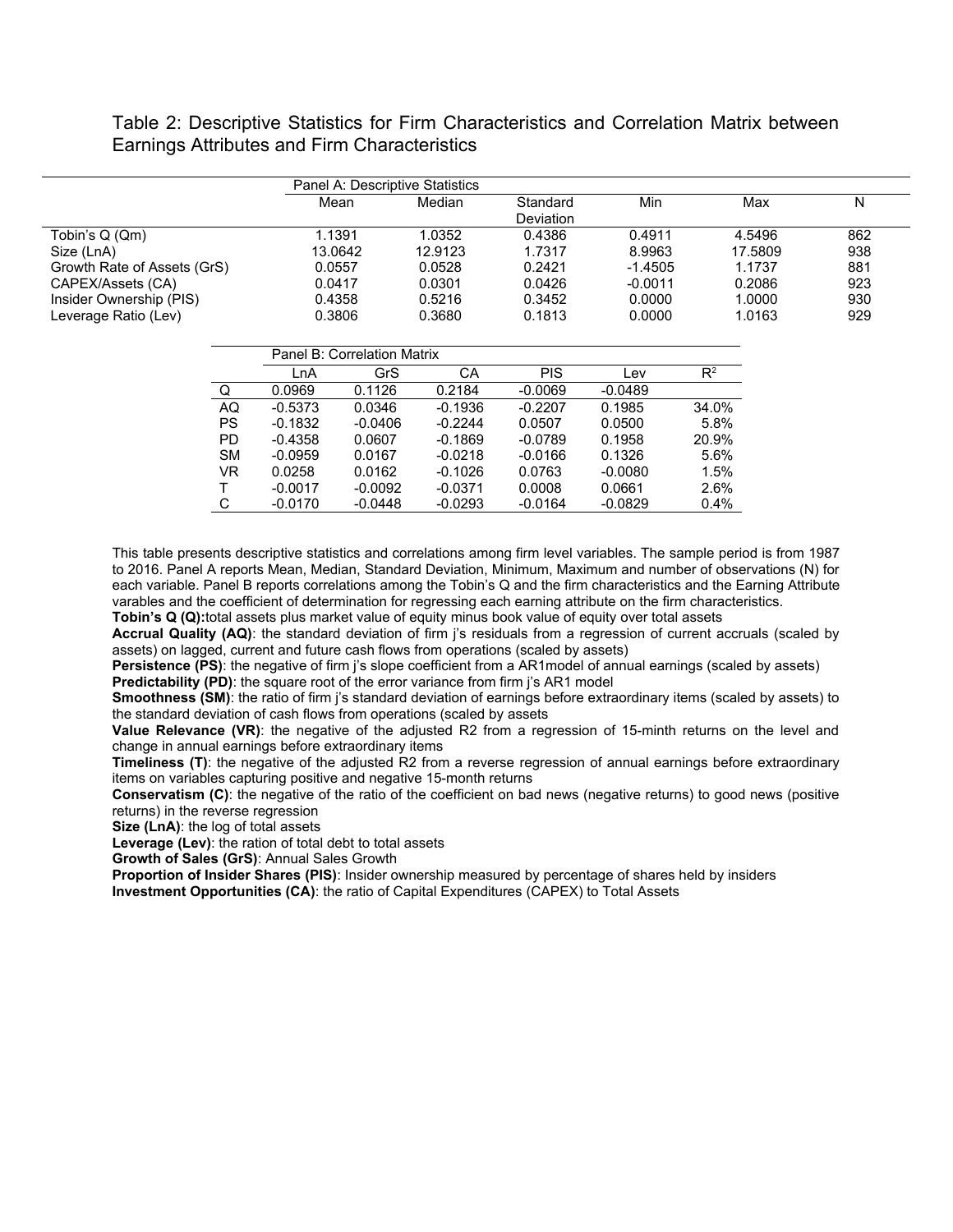Table 2: Descriptive Statistics for Firm Characteristics and Correlation Matrix between Earnings Attributes and Firm Characteristics

| Panel A: Descriptive Statistics | | | | | | |
|---|---|---|---|---|---|---|
| | Mean | Median | Standard Deviation | Min | Max | N |
| Tobin's Q (Qm) | 1.1391 | 1.0352 | 0.4386 | 0.4911 | 4.5496 | 862 |
| Size (LnA) | 13.0642 | 12.9123 | 1.7317 | 8.9963 | 17.5809 | 938 |
| Growth Rate of Assets (GrS) | 0.0557 | 0.0528 | 0.2421 | -1.4505 | 1.1737 | 881 |
| CAPEX/Assets (CA) | 0.0417 | 0.0301 | 0.0426 | -0.0011 | 0.2086 | 923 |
| Insider Ownership (PIS) | 0.4358 | 0.5216 | 0.3452 | 0.0000 | 1.0000 | 930 |
| Leverage Ratio (Lev) | 0.3806 | 0.3680 | 0.1813 | 0.0000 | 1.0163 | 929 |

| Panel B: Correlation Matrix | | | | | | |
|---|---|---|---|---|---|---|
| | LnA | GrS | CA | PIS | Lev | $R^2$ |
| Q | 0.0969 | 0.1126 | 0.2184 | -0.0069 | -0.0489 | |
| AQ | -0.5373 | 0.0346 | -0.1936 | -0.2207 | 0.1985 | 34.0% |
| PS | -0.1832 | -0.0406 | -0.2244 | 0.0507 | 0.0500 | 5.8% |
| PD | -0.4358 | 0.0607 | -0.1869 | -0.0789 | 0.1958 | 20.9% |
| SM | -0.0959 | 0.0167 | -0.0218 | -0.0166 | 0.1326 | 5.6% |
| VR | 0.0258 | 0.0162 | -0.1026 | 0.0763 | -0.0080 | 1.5% |
| T | -0.0017 | -0.0092 | -0.0371 | 0.0008 | 0.0661 | 2.6% |
| C | -0.0170 | -0.0448 | -0.0293 | -0.0164 | -0.0829 | 0.4% |

This table presents descriptive statistics and correlations among firm level variables. The sample period is from 1987 to 2016. Panel A reports Mean, Median, Standard Deviation, Minimum, Maximum and number of observations (N) for each variable. Panel B reports correlations among the Tobin's Q and the firm characteristics and the Earning Attribute varables and the coefficient of determination for regressing each earning attribute on the firm characteristics.

**Tobin's Q (Q):**total assets plus market value of equity minus book value of equity over total assets

**Accrual Quality (AQ)**: the standard deviation of firm j's residuals from a regression of current accruals (scaled by assets) on lagged, current and future cash flows from operations (scaled by assets)

**Persistence (PS)**: the negative of firm j's slope coefficient from a AR1model of annual earnings (scaled by assets)

**Predictability (PD)**: the square root of the error variance from firm j's AR1 model

**Smoothness (SM)**: the ratio of firm j's standard deviation of earnings before extraordinary items (scaled by assets) to the standard deviation of cash flows from operations (scaled by assets

**Value Relevance (VR)**: the negative of the adjusted R2 from a regression of 15-minth returns on the level and change in annual earnings before extraordinary items

**Timeliness (T)**: the negative of the adjusted R2 from a reverse regression of annual earnings before extraordinary items on variables capturing positive and negative 15-month returns

**Conservatism (C)**: the negative of the ratio of the coefficient on bad news (negative returns) to good news (positive returns) in the reverse regression

**Size (LnA)**: the log of total assets

**Leverage (Lev)**: the ration of total debt to total assets

**Growth of Sales (GrS)**: Annual Sales Growth

**Proportion of Insider Shares (PIS)**: Insider ownership measured by percentage of shares held by insiders

**Investment Opportunities (CA)**: the ratio of Capital Expenditures (CAPEX) to Total Assets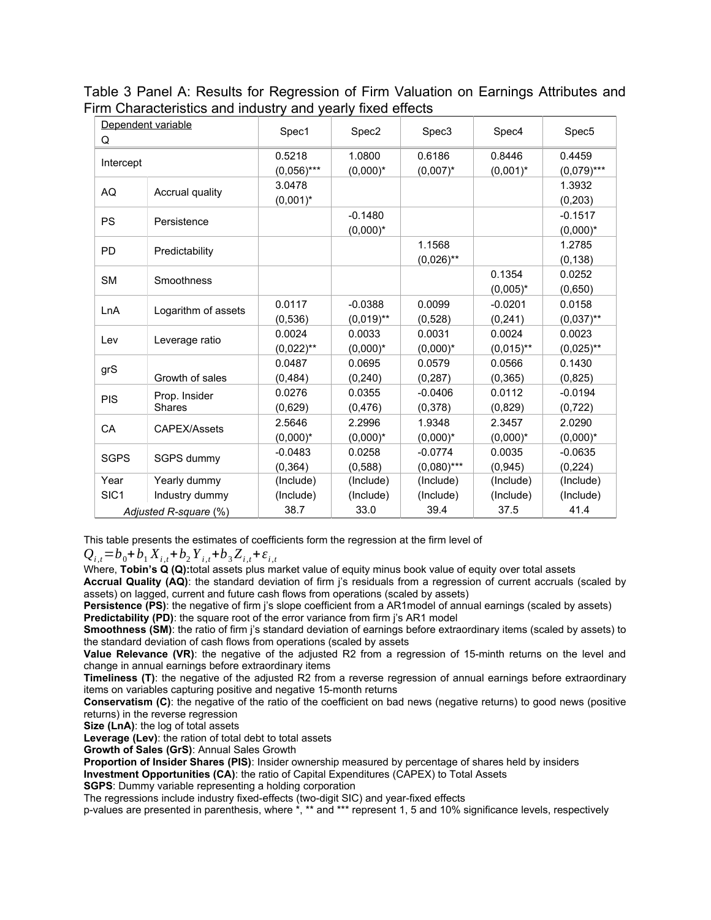Table 3 Panel A: Results for Regression of Firm Valuation on Earnings Attributes and Firm Characteristics and industry and yearly fixed effects

| Dependent variable Q | | Spec1 | Spec2 | Spec3 | Spec4 | Spec5 |
|---|---|---|---|---|---|---|
| Intercept | | 0.5218 (0,056)*** | 1.0800 (0,000)* | 0.6186 (0,007)* | 0.8446 (0,001)* | 0.4459 (0,079)*** |
| AQ | Accrual quality | 3.0478 (0,001)* | | | | 1.3932 (0,203) |
| PS | Persistence | | -0.1480 (0,000)* | | | -0.1517 (0,000)* |
| PD | Predictability | | | 1.1568 (0,026)** | | 1.2785 (0,138) |
| SM | Smoothness | | | | 0.1354 (0,005)* | 0.0252 (0,650) |
| LnA | Logarithm of assets | 0.0117 (0,536) | -0.0388 (0,019)** | 0.0099 (0,528) | -0.0201 (0,241) | 0.0158 (0,037)** |
| Lev | Leverage ratio | 0.0024 (0,022)** | 0.0033 (0,000)* | 0.0031 (0,000)* | 0.0024 (0,015)** | 0.0023 (0,025)** |
| grS | Growth of sales | 0.0487 (0,484) | 0.0695 (0,240) | 0.0579 (0,287) | 0.0566 (0,365) | 0.1430 (0,825) |
| PIS | Prop. Insider Shares | 0.0276 (0,629) | 0.0355 (0,476) | -0.0406 (0,378) | 0.0112 (0,829) | -0.0194 (0,722) |
| CA | CAPEX/Assets | 2.5646 (0,000)* | 2.2996 (0,000)* | 1.9348 (0,000)* | 2.3457 (0,000)* | 2.0290 (0,000)* |
| SGPS | SGPS dummy | -0.0483 (0,364) | 0.0258 (0,588) | -0.0774 (0,080)*** | 0.0035 (0,945) | -0.0635 (0,224) |
| Year | Yearly dummy | (Include) | (Include) | (Include) | (Include) | (Include) |
| SIC1 | Industry dummy | (Include) | (Include) | (Include) | (Include) | (Include) |
| *Adjusted R-square* (%) | | 38.7 | 33.0 | 39.4 | 37.5 | 41.4 |

This table presents the estimates of coefficients form the regression at the firm level of

$$Q_{i,t}=b_0+b_1 X_{i,t}+b_2 Y_{i,t}+b_3 Z_{i,t}+\varepsilon_{i,t}$$

Where, **Tobin's Q (Q):**total assets plus market value of equity minus book value of equity over total assets

**Accrual Quality (AQ)**: the standard deviation of firm j's residuals from a regression of current accruals (scaled by assets) on lagged, current and future cash flows from operations (scaled by assets)

**Persistence (PS)**: the negative of firm j's slope coefficient from a AR1model of annual earnings (scaled by assets)

**Predictability (PD)**: the square root of the error variance from firm j's AR1 model

**Smoothness (SM)**: the ratio of firm j's standard deviation of earnings before extraordinary items (scaled by assets) to the standard deviation of cash flows from operations (scaled by assets

**Value Relevance (VR)**: the negative of the adjusted R2 from a regression of 15-minth returns on the level and change in annual earnings before extraordinary items

**Timeliness (T)**: the negative of the adjusted R2 from a reverse regression of annual earnings before extraordinary items on variables capturing positive and negative 15-month returns

**Conservatism (C)**: the negative of the ratio of the coefficient on bad news (negative returns) to good news (positive returns) in the reverse regression

**Size (LnA)**: the log of total assets

**Leverage (Lev)**: the ration of total debt to total assets

**Growth of Sales (GrS)**: Annual Sales Growth

**Proportion of Insider Shares (PIS)**: Insider ownership measured by percentage of shares held by insiders

**Investment Opportunities (CA)**: the ratio of Capital Expenditures (CAPEX) to Total Assets

**SGPS**: Dummy variable representing a holding corporation

The regressions include industry fixed-effects (two-digit SIC) and year-fixed effects

p-values are presented in parenthesis, where *, ** and *** represent 1, 5 and 10% significance levels, respectively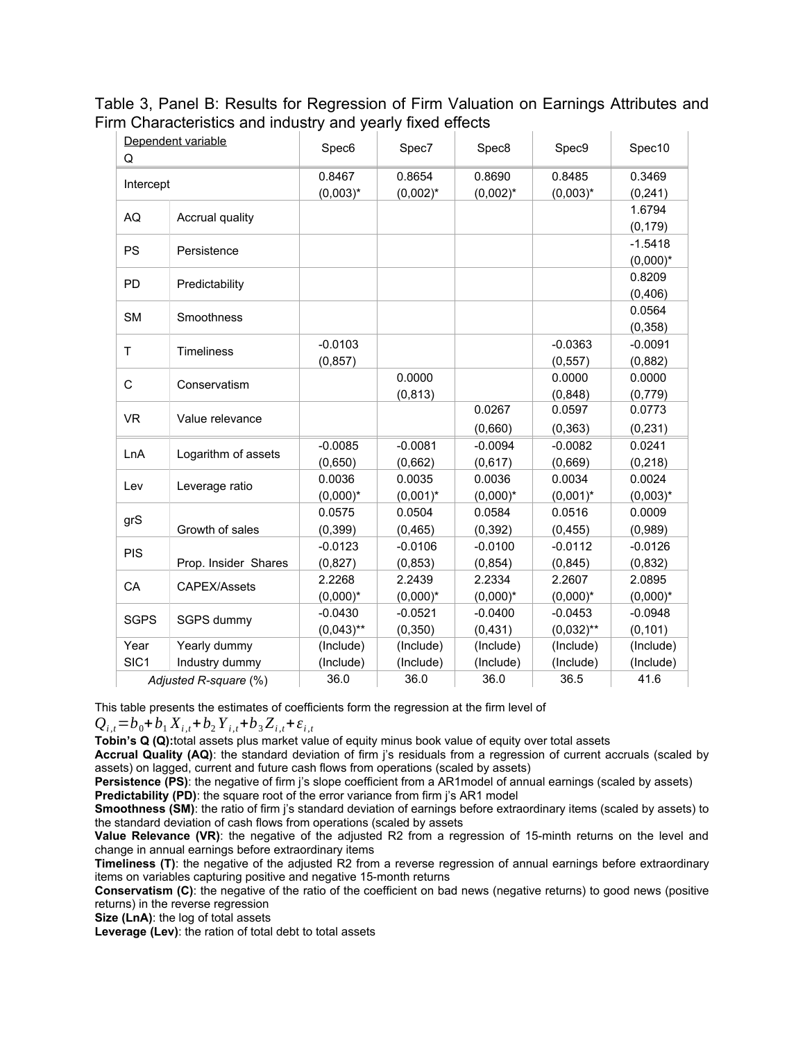Table 3, Panel B: Results for Regression of Firm Valuation on Earnings Attributes and Firm Characteristics and industry and yearly fixed effects

| Dependent variable Q | | Spec6 | Spec7 | Spec8 | Spec9 | Spec10 |
|---|---|---|---|---|---|---|
| Intercept | | 0.8467 (0,003)* | 0.8654 (0,002)* | 0.8690 (0,002)* | 0.8485 (0,003)* | 0.3469 (0,241) |
| AQ | Accrual quality | | | | | 1.6794 (0,179) |
| PS | Persistence | | | | | -1.5418 (0,000)* |
| PD | Predictability | | | | | 0.8209 (0,406) |
| SM | Smoothness | | | | | 0.0564 (0,358) |
| T | Timeliness | -0.0103 (0,857) | | | -0.0363 (0,557) | -0.0091 (0,882) |
| C | Conservatism | | 0.0000 (0,813) | | 0.0000 (0,848) | 0.0000 (0,779) |
| VR | Value relevance | | | 0.0267 (0,660) | 0.0597 (0,363) | 0.0773 (0,231) |
| LnA | Logarithm of assets | -0.0085 (0,650) | -0.0081 (0,662) | -0.0094 (0,617) | -0.0082 (0,669) | 0.0241 (0,218) |
| Lev | Leverage ratio | 0.0036 (0,000)* | 0.0035 (0,001)* | 0.0036 (0,000)* | 0.0034 (0,001)* | 0.0024 (0,003)* |
| grS | Growth of sales | 0.0575 (0,399) | 0.0504 (0,465) | 0.0584 (0,392) | 0.0516 (0,455) | 0.0009 (0,989) |
| PIS | Prop. Insider Shares | -0.0123 (0,827) | -0.0106 (0,853) | -0.0100 (0,854) | -0.0112 (0,845) | -0.0126 (0,832) |
| CA | CAPEX/Assets | 2.2268 (0,000)* | 2.2439 (0,000)* | 2.2334 (0,000)* | 2.2607 (0,000)* | 2.0895 (0,000)* |
| SGPS | SGPS dummy | -0.0430 (0,043)** | -0.0521 (0,350) | -0.0400 (0,431) | -0.0453 (0,032)** | -0.0948 (0,101) |
| Year | Yearly dummy | (Include) | (Include) | (Include) | (Include) | (Include) |
| SIC1 | Industry dummy | (Include) | (Include) | (Include) | (Include) | (Include) |
| *Adjusted R-square* (%) | | 36.0 | 36.0 | 36.0 | 36.5 | 41.6 |

This table presents the estimates of coefficients form the regression at the firm level of

$$Q_{i,t} = b_0 + b_1 X_{i,t} + b_2 Y_{i,t} + b_3 Z_{i,t} + \varepsilon_{i,t}$$

**Tobin's Q (Q):**total assets plus market value of equity minus book value of equity over total assets

**Accrual Quality (AQ)**: the standard deviation of firm j's residuals from a regression of current accruals (scaled by assets) on lagged, current and future cash flows from operations (scaled by assets)

**Persistence (PS)**: the negative of firm j's slope coefficient from a AR1model of annual earnings (scaled by assets)

**Predictability (PD)**: the square root of the error variance from firm j's AR1 model

**Smoothness (SM)**: the ratio of firm j's standard deviation of earnings before extraordinary items (scaled by assets) to the standard deviation of cash flows from operations (scaled by assets

**Value Relevance (VR)**: the negative of the adjusted R2 from a regression of 15-minth returns on the level and change in annual earnings before extraordinary items

**Timeliness (T)**: the negative of the adjusted R2 from a reverse regression of annual earnings before extraordinary items on variables capturing positive and negative 15-month returns

**Conservatism (C)**: the negative of the ratio of the coefficient on bad news (negative returns) to good news (positive returns) in the reverse regression

**Size (LnA)**: the log of total assets

**Leverage (Lev)**: the ration of total debt to total assets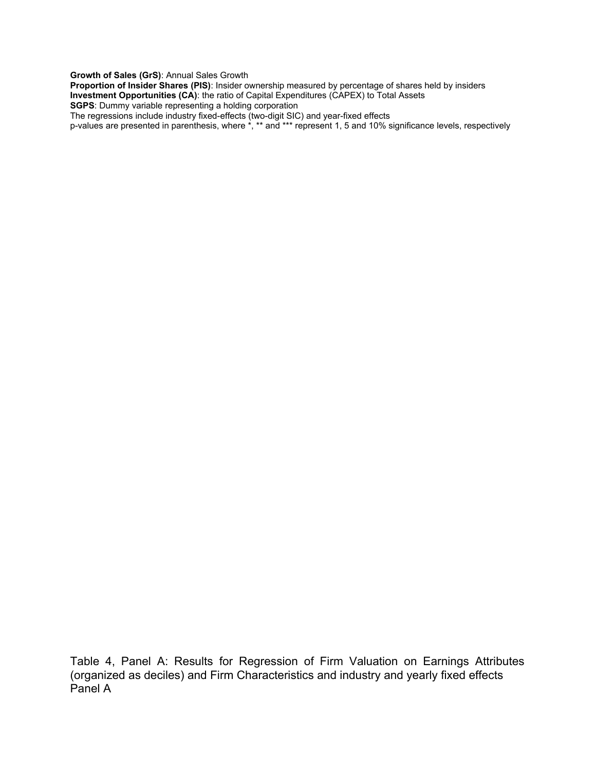**Growth of Sales (GrS)**: Annual Sales Growth
**Proportion of Insider Shares (PIS)**: Insider ownership measured by percentage of shares held by insiders
**Investment Opportunities (CA)**: the ratio of Capital Expenditures (CAPEX) to Total Assets
**SGPS**: Dummy variable representing a holding corporation
The regressions include industry fixed-effects (two-digit SIC) and year-fixed effects
p-values are presented in parenthesis, where *, ** and *** represent 1, 5 and 10% significance levels, respectively

Table 4, Panel A: Results for Regression of Firm Valuation on Earnings Attributes (organized as deciles) and Firm Characteristics and industry and yearly fixed effects
Panel A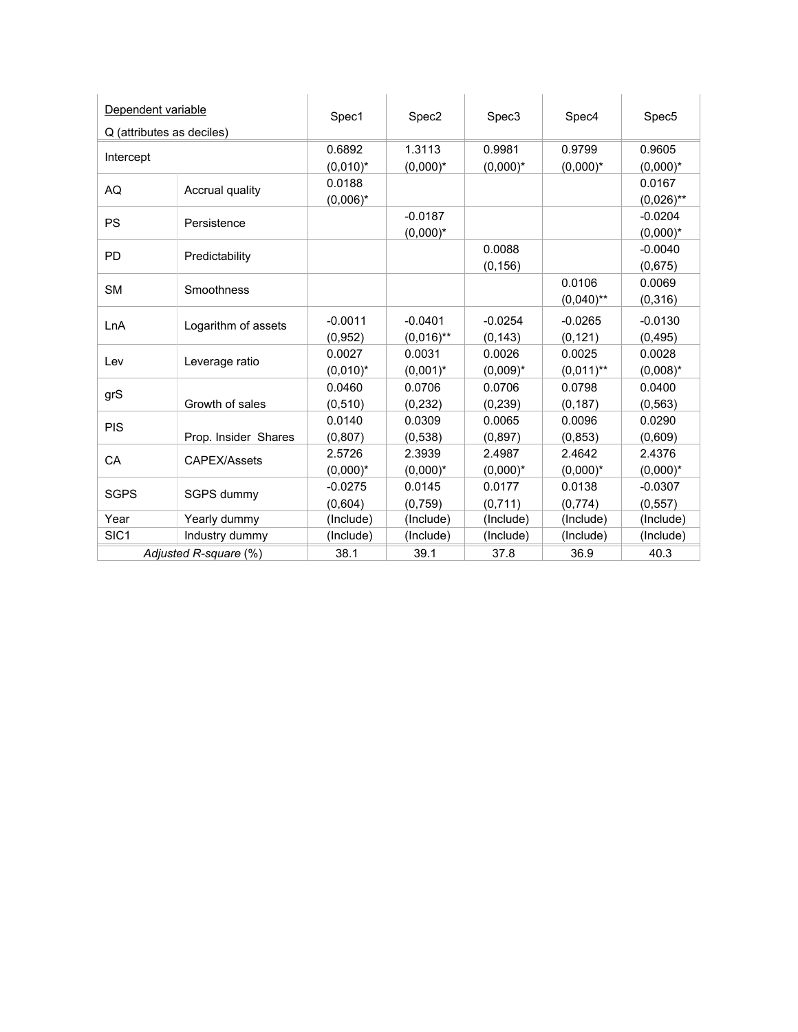| Dependent variable<br>Q (attributes as deciles) | | Spec1 | Spec2 | Spec3 | Spec4 | Spec5 |
|---|---|---|---|---|---|---|
| Intercept | | 0.6892<br>(0,010)* | 1.3113<br>(0,000)* | 0.9981<br>(0,000)* | 0.9799<br>(0,000)* | 0.9605<br>(0,000)* |
| AQ | Accrual quality | 0.0188<br>(0,006)* | | | | 0.0167<br>(0,026)** |
| PS | Persistence | | -0.0187<br>(0,000)* | | | -0.0204<br>(0,000)* |
| PD | Predictability | | | 0.0088<br>(0,156) | | -0.0040<br>(0,675) |
| SM | Smoothness | | | | 0.0106<br>(0,040)** | 0.0069<br>(0,316) |
| LnA | Logarithm of assets | -0.0011<br>(0,952) | -0.0401<br>(0,016)** | -0.0254<br>(0,143) | -0.0265<br>(0,121) | -0.0130<br>(0,495) |
| Lev | Leverage ratio | 0.0027<br>(0,010)* | 0.0031<br>(0,001)* | 0.0026<br>(0,009)* | 0.0025<br>(0,011)** | 0.0028<br>(0,008)* |
| grS | Growth of sales | 0.0460<br>(0,510) | 0.0706<br>(0,232) | 0.0706<br>(0,239) | 0.0798<br>(0,187) | 0.0400<br>(0,563) |
| PIS | Prop. Insider Shares | 0.0140<br>(0,807) | 0.0309<br>(0,538) | 0.0065<br>(0,897) | 0.0096<br>(0,853) | 0.0290<br>(0,609) |
| CA | CAPEX/Assets | 2.5726<br>(0,000)* | 2.3939<br>(0,000)* | 2.4987<br>(0,000)* | 2.4642<br>(0,000)* | 2.4376<br>(0,000)* |
| SGPS | SGPS dummy | -0.0275<br>(0,604) | 0.0145<br>(0,759) | 0.0177<br>(0,711) | 0.0138<br>(0,774) | -0.0307<br>(0,557) |
| Year | Yearly dummy | (Include) | (Include) | (Include) | (Include) | (Include) |
| SIC1 | Industry dummy | (Include) | (Include) | (Include) | (Include) | (Include) |
| *Adjusted R-square* (%) | | 38.1 | 39.1 | 37.8 | 36.9 | 40.3 |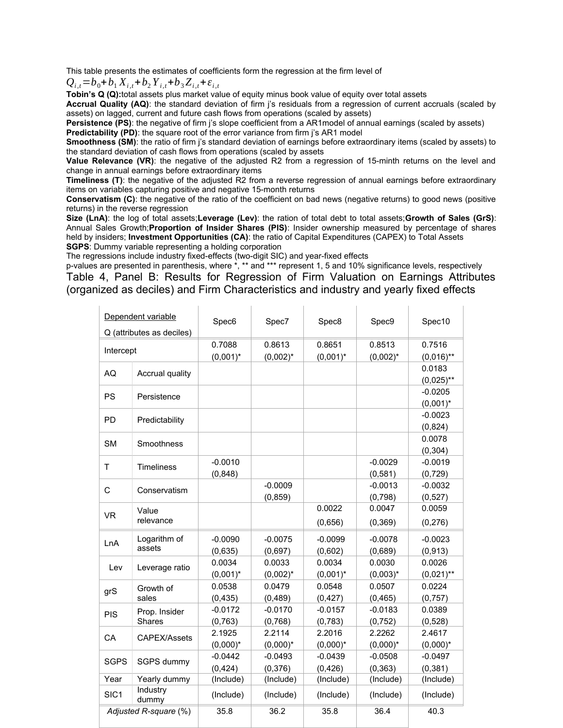This table presents the estimates of coefficients form the regression at the firm level of

$$Q_{i,t} = b_0 + b_1 X_{i,t} + b_2 Y_{i,t} + b_3 Z_{i,t} + \varepsilon_{i,t}$$

**Tobin's Q (Q):** total assets plus market value of equity minus book value of equity over total assets

**Accrual Quality (AQ)**: the standard deviation of firm j's residuals from a regression of current accruals (scaled by assets) on lagged, current and future cash flows from operations (scaled by assets)

**Persistence (PS)**: the negative of firm j's slope coefficient from a AR1model of annual earnings (scaled by assets)

**Predictability (PD)**: the square root of the error variance from firm j's AR1 model

**Smoothness (SM)**: the ratio of firm j's standard deviation of earnings before extraordinary items (scaled by assets) to the standard deviation of cash flows from operations (scaled by assets

**Value Relevance (VR)**: the negative of the adjusted R2 from a regression of 15-minth returns on the level and change in annual earnings before extraordinary items

**Timeliness (T)**: the negative of the adjusted R2 from a reverse regression of annual earnings before extraordinary items on variables capturing positive and negative 15-month returns

**Conservatism (C)**: the negative of the ratio of the coefficient on bad news (negative returns) to good news (positive returns) in the reverse regression

**Size (LnA)**: the log of total assets; **Leverage (Lev)**: the ration of total debt to total assets; **Growth of Sales (GrS)**: Annual Sales Growth; **Proportion of Insider Shares (PIS)**: Insider ownership measured by percentage of shares held by insiders; **Investment Opportunities (CA)**: the ratio of Capital Expenditures (CAPEX) to Total Assets

**SGPS**: Dummy variable representing a holding corporation

The regressions include industry fixed-effects (two-digit SIC) and year-fixed effects

p-values are presented in parenthesis, where *, ** and *** represent 1, 5 and 10% significance levels, respectively

## Table 4, Panel B: Results for Regression of Firm Valuation on Earnings Attributes (organized as deciles) and Firm Characteristics and industry and yearly fixed effects

| Dependent variable<br>Q (attributes as deciles) | | Spec6 | Spec7 | Spec8 | Spec9 | Spec10 |
|---|---|---|---|---|---|---|
| Intercept | | 0.7088<br>(0,001)* | 0.8613<br>(0,002)* | 0.8651<br>(0,001)* | 0.8513<br>(0,002)* | 0.7516<br>(0,016)** |
| AQ | Accrual quality | | | | | 0.0183<br>(0,025)** |
| PS | Persistence | | | | | -0.0205<br>(0,001)* |
| PD | Predictability | | | | | -0.0023<br>(0,824) |
| SM | Smoothness | | | | | 0.0078<br>(0,304) |
| T | Timeliness | -0.0010<br>(0,848) | | | -0.0029<br>(0,581) | -0.0019<br>(0,729) |
| C | Conservatism | | -0.0009<br>(0,859) | | -0.0013<br>(0,798) | -0.0032<br>(0,527) |
| VR | Value relevance | | | 0.0022<br>(0,656) | 0.0047<br>(0,369) | 0.0059<br>(0,276) |
| LnA | Logarithm of assets | -0.0090<br>(0,635) | -0.0075<br>(0,697) | -0.0099<br>(0,602) | -0.0078<br>(0,689) | -0.0023<br>(0,913) |
| Lev | Leverage ratio | 0.0034<br>(0,001)* | 0.0033<br>(0,002)* | 0.0034<br>(0,001)* | 0.0030<br>(0,003)* | 0.0026<br>(0,021)** |
| grS | Growth of sales | 0.0538<br>(0,435) | 0.0479<br>(0,489) | 0.0548<br>(0,427) | 0.0507<br>(0,465) | 0.0224<br>(0,757) |
| PIS | Prop. Insider Shares | -0.0172<br>(0,763) | -0.0170<br>(0,768) | -0.0157<br>(0,783) | -0.0183<br>(0,752) | 0.0389<br>(0,528) |
| CA | CAPEX/Assets | 2.1925<br>(0,000)* | 2.2114<br>(0,000)* | 2.2016<br>(0,000)* | 2.2262<br>(0,000)* | 2.4617<br>(0,000)* |
| SGPS | SGPS dummy | -0.0442<br>(0,424) | -0.0493<br>(0,376) | -0.0439<br>(0,426) | -0.0508<br>(0,363) | -0.0497<br>(0,381) |
| Year | Yearly dummy | (Include) | (Include) | (Include) | (Include) | (Include) |
| SIC1 | Industry dummy | (Include) | (Include) | (Include) | (Include) | (Include) |
| *Adjusted R-square* (%) | | 35.8 | 36.2 | 35.8 | 36.4 | 40.3 |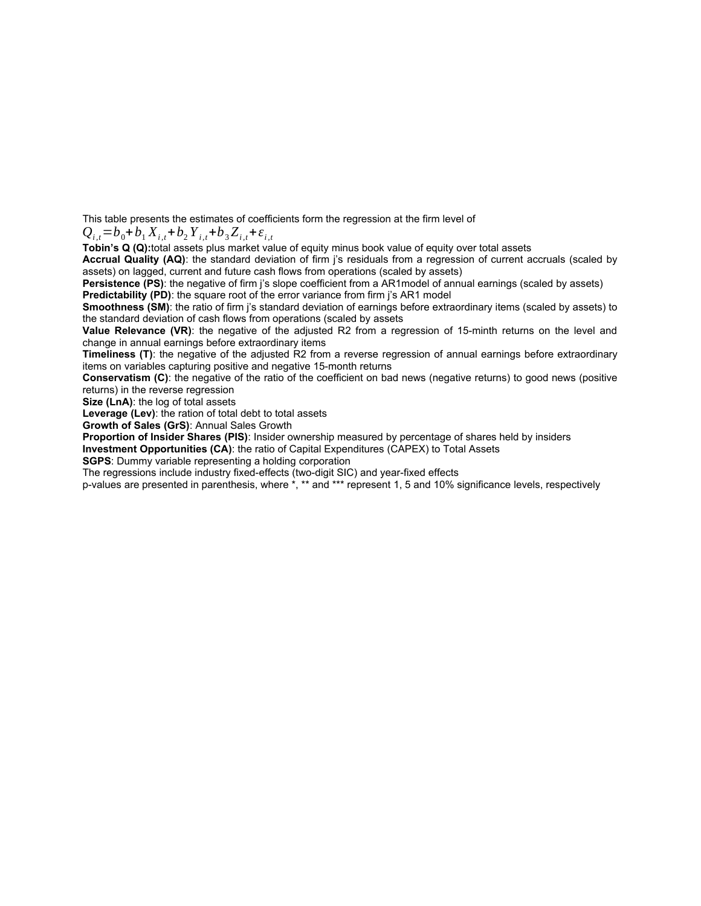This table presents the estimates of coefficients form the regression at the firm level of

$$Q_{i,t} = b_0 + b_1 X_{i,t} + b_2 Y_{i,t} + b_3 Z_{i,t} + \varepsilon_{i,t}$$

**Tobin's Q (Q):**total assets plus market value of equity minus book value of equity over total assets

**Accrual Quality (AQ)**: the standard deviation of firm j's residuals from a regression of current accruals (scaled by assets) on lagged, current and future cash flows from operations (scaled by assets)

**Persistence (PS)**: the negative of firm j's slope coefficient from a AR1model of annual earnings (scaled by assets)

**Predictability (PD)**: the square root of the error variance from firm j's AR1 model

**Smoothness (SM)**: the ratio of firm j's standard deviation of earnings before extraordinary items (scaled by assets) to the standard deviation of cash flows from operations (scaled by assets

**Value Relevance (VR)**: the negative of the adjusted R2 from a regression of 15-minth returns on the level and change in annual earnings before extraordinary items

**Timeliness (T)**: the negative of the adjusted R2 from a reverse regression of annual earnings before extraordinary items on variables capturing positive and negative 15-month returns

**Conservatism (C)**: the negative of the ratio of the coefficient on bad news (negative returns) to good news (positive returns) in the reverse regression

**Size (LnA)**: the log of total assets

**Leverage (Lev)**: the ration of total debt to total assets

**Growth of Sales (GrS)**: Annual Sales Growth

**Proportion of Insider Shares (PIS)**: Insider ownership measured by percentage of shares held by insiders

**Investment Opportunities (CA)**: the ratio of Capital Expenditures (CAPEX) to Total Assets

**SGPS**: Dummy variable representing a holding corporation

The regressions include industry fixed-effects (two-digit SIC) and year-fixed effects

p-values are presented in parenthesis, where *, ** and *** represent 1, 5 and 10% significance levels, respectively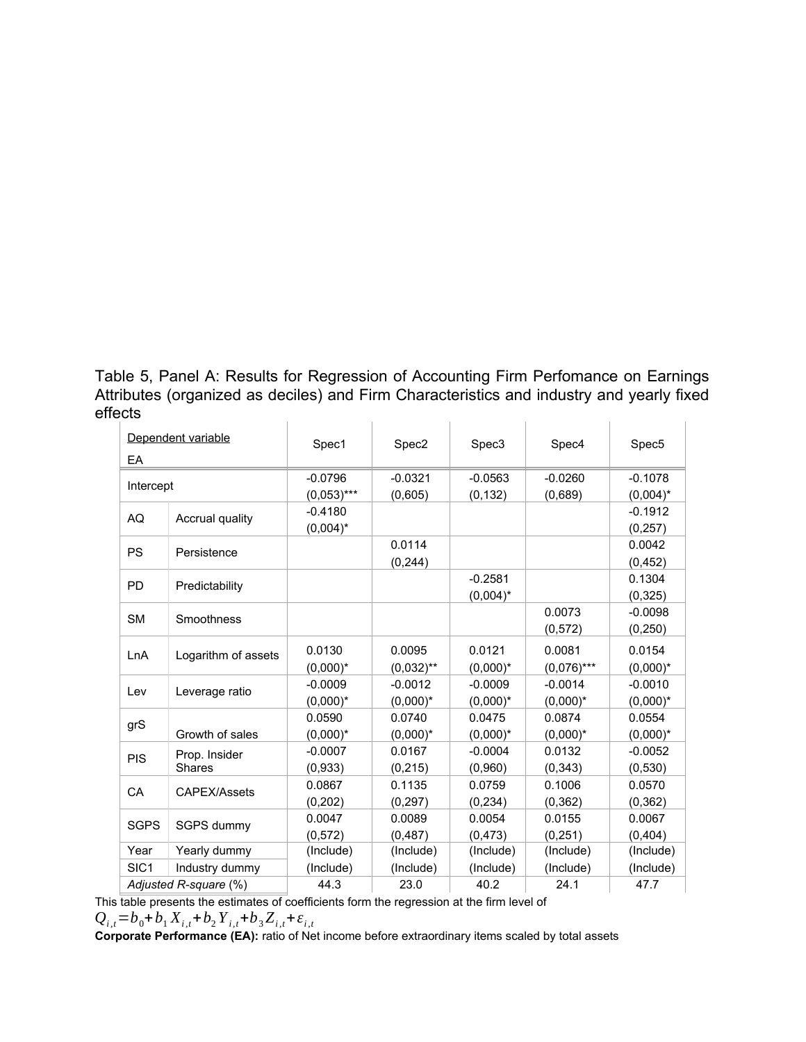Table 5, Panel A: Results for Regression of Accounting Firm Perfomance on Earnings Attributes (organized as deciles) and Firm Characteristics and industry and yearly fixed effects

| Dependent variable EA | | Spec1 | Spec2 | Spec3 | Spec4 | Spec5 |
|---|---|---|---|---|---|---|
| Intercept | | -0.0796 (0,053)*** | -0.0321 (0,605) | -0.0563 (0,132) | -0.0260 (0,689) | -0.1078 (0,004)* |
| AQ | Accrual quality | -0.4180 (0,004)* | | | | -0.1912 (0,257) |
| PS | Persistence | | 0.0114 (0,244) | | | 0.0042 (0,452) |
| PD | Predictability | | | -0.2581 (0,004)* | | 0.1304 (0,325) |
| SM | Smoothness | | | | 0.0073 (0,572) | -0.0098 (0,250) |
| LnA | Logarithm of assets | 0.0130 (0,000)* | 0.0095 (0,032)** | 0.0121 (0,000)* | 0.0081 (0,076)*** | 0.0154 (0,000)* |
| Lev | Leverage ratio | -0.0009 (0,000)* | -0.0012 (0,000)* | -0.0009 (0,000)* | -0.0014 (0,000)* | -0.0010 (0,000)* |
| grS | Growth of sales | 0.0590 (0,000)* | 0.0740 (0,000)* | 0.0475 (0,000)* | 0.0874 (0,000)* | 0.0554 (0,000)* |
| PIS | Prop. Insider Shares | -0.0007 (0,933) | 0.0167 (0,215) | -0.0004 (0,960) | 0.0132 (0,343) | -0.0052 (0,530) |
| CA | CAPEX/Assets | 0.0867 (0,202) | 0.1135 (0,297) | 0.0759 (0,234) | 0.1006 (0,362) | 0.0570 (0,362) |
| SGPS | SGPS dummy | 0.0047 (0,572) | 0.0089 (0,487) | 0.0054 (0,473) | 0.0155 (0,251) | 0.0067 (0,404) |
| Year | Yearly dummy | (Include) | (Include) | (Include) | (Include) | (Include) |
| SIC1 | Industry dummy | (Include) | (Include) | (Include) | (Include) | (Include) |
| *Adjusted R-square* (%) | | 44.3 | 23.0 | 40.2 | 24.1 | 47.7 |

This table presents the estimates of coefficients form the regression at the firm level of

$$Q_{i,t} = b_0 + b_1 X_{i,t} + b_2 Y_{i,t} + b_3 Z_{i,t} + \varepsilon_{i,t}$$

**Corporate Performance (EA):** ratio of Net income before extraordinary items scaled by total assets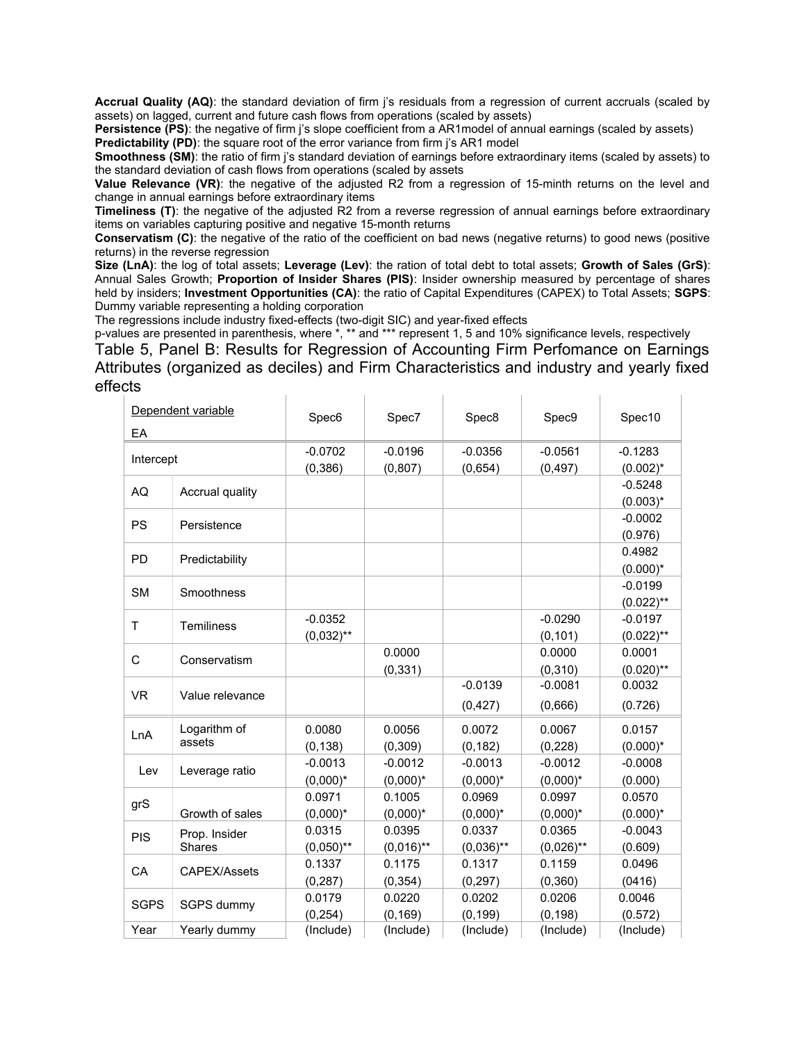**Accrual Quality (AQ)**: the standard deviation of firm j's residuals from a regression of current accruals (scaled by assets) on lagged, current and future cash flows from operations (scaled by assets)
**Persistence (PS)**: the negative of firm j's slope coefficient from a AR1model of annual earnings (scaled by assets)
**Predictability (PD)**: the square root of the error variance from firm j's AR1 model
**Smoothness (SM)**: the ratio of firm j's standard deviation of earnings before extraordinary items (scaled by assets) to the standard deviation of cash flows from operations (scaled by assets
**Value Relevance (VR)**: the negative of the adjusted R2 from a regression of 15-minth returns on the level and change in annual earnings before extraordinary items
**Timeliness (T)**: the negative of the adjusted R2 from a reverse regression of annual earnings before extraordinary items on variables capturing positive and negative 15-month returns
**Conservatism (C)**: the negative of the ratio of the coefficient on bad news (negative returns) to good news (positive returns) in the reverse regression
**Size (LnA)**: the log of total assets; **Leverage (Lev)**: the ration of total debt to total assets; **Growth of Sales (GrS)**: Annual Sales Growth; **Proportion of Insider Shares (PIS)**: Insider ownership measured by percentage of shares held by insiders; **Investment Opportunities (CA)**: the ratio of Capital Expenditures (CAPEX) to Total Assets; **SGPS**: Dummy variable representing a holding corporation
The regressions include industry fixed-effects (two-digit SIC) and year-fixed effects
p-values are presented in parenthesis, where *, ** and *** represent 1, 5 and 10% significance levels, respectively

Table 5, Panel B: Results for Regression of Accounting Firm Perfomance on Earnings Attributes (organized as deciles) and Firm Characteristics and industry and yearly fixed effects

| Dependent variable EA | | Spec6 | Spec7 | Spec8 | Spec9 | Spec10 |
|---|---|---|---|---|---|---|
| Intercept | | -0.0702 (0,386) | -0.0196 (0,807) | -0.0356 (0,654) | -0.0561 (0,497) | -0.1283 (0.002)* |
| AQ | Accrual quality | | | | | -0.5248 (0.003)* |
| PS | Persistence | | | | | -0.0002 (0.976) |
| PD | Predictability | | | | | 0.4982 (0.000)* |
| SM | Smoothness | | | | | -0.0199 (0.022)** |
| T | Temiliness | -0.0352 (0,032)** | | | -0.0290 (0,101) | -0.0197 (0.022)** |
| C | Conservatism | | 0.0000 (0,331) | | 0.0000 (0,310) | 0.0001 (0.020)** |
| VR | Value relevance | | | -0.0139 (0,427) | -0.0081 (0,666) | 0.0032 (0.726) |
| LnA | Logarithm of assets | 0.0080 (0,138) | 0.0056 (0,309) | 0.0072 (0,182) | 0.0067 (0,228) | 0.0157 (0.000)* |
| Lev | Leverage ratio | -0.0013 (0,000)* | -0.0012 (0,000)* | -0.0013 (0,000)* | -0.0012 (0,000)* | -0.0008 (0.000) |
| grS | Growth of sales | 0.0971 (0,000)* | 0.1005 (0,000)* | 0.0969 (0,000)* | 0.0997 (0,000)* | 0.0570 (0.000)* |
| PIS | Prop. Insider Shares | 0.0315 (0,050)** | 0.0395 (0,016)** | 0.0337 (0,036)** | 0.0365 (0,026)** | -0.0043 (0.609) |
| CA | CAPEX/Assets | 0.1337 (0,287) | 0.1175 (0,354) | 0.1317 (0,297) | 0.1159 (0,360) | 0.0496 (0416) |
| SGPS | SGPS dummy | 0.0179 (0,254) | 0.0220 (0,169) | 0.0202 (0,199) | 0.0206 (0,198) | 0.0046 (0.572) |
| Year | Yearly dummy | (Include) | (Include) | (Include) | (Include) | (Include) |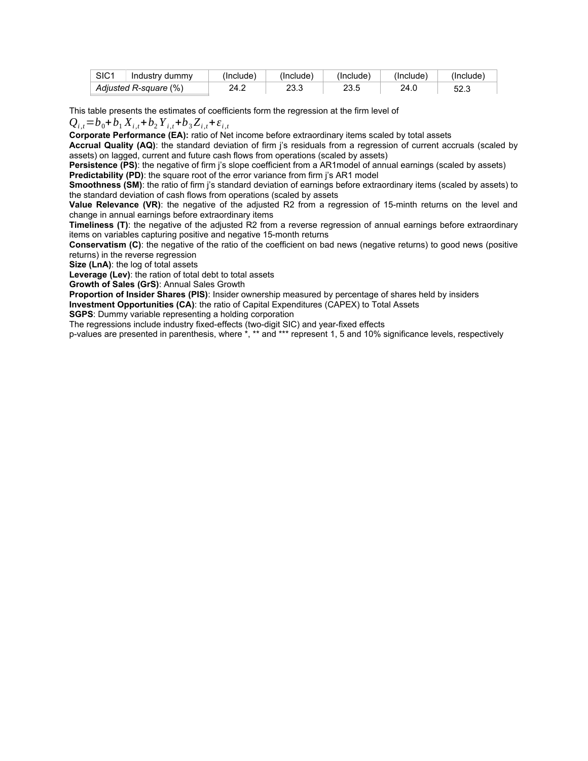| | | | | | | |
|---|---|---|---|---|---|---|
| SIC1 | Industry dummy | (Include) | (Include) | (Include) | (Include) | (Include) |
| *Adjusted R-square* (%) | | 24.2 | 23.3 | 23.5 | 24.0 | 52.3 |

This table presents the estimates of coefficients form the regression at the firm level of

$$Q_{i,t}=b_0+b_1 X_{i,t}+b_2 Y_{i,t}+b_3 Z_{i,t}+\varepsilon_{i,t}$$

**Corporate Performance (EA):** ratio of Net income before extraordinary items scaled by total assets
**Accrual Quality (AQ)**: the standard deviation of firm j's residuals from a regression of current accruals (scaled by assets) on lagged, current and future cash flows from operations (scaled by assets)
**Persistence (PS)**: the negative of firm j's slope coefficient from a AR1model of annual earnings (scaled by assets)
**Predictability (PD)**: the square root of the error variance from firm j's AR1 model
**Smoothness (SM)**: the ratio of firm j's standard deviation of earnings before extraordinary items (scaled by assets) to the standard deviation of cash flows from operations (scaled by assets
**Value Relevance (VR)**: the negative of the adjusted R2 from a regression of 15-minth returns on the level and change in annual earnings before extraordinary items
**Timeliness (T)**: the negative of the adjusted R2 from a reverse regression of annual earnings before extraordinary items on variables capturing positive and negative 15-month returns
**Conservatism (C)**: the negative of the ratio of the coefficient on bad news (negative returns) to good news (positive returns) in the reverse regression
**Size (LnA)**: the log of total assets
**Leverage (Lev)**: the ration of total debt to total assets
**Growth of Sales (GrS)**: Annual Sales Growth
**Proportion of Insider Shares (PIS)**: Insider ownership measured by percentage of shares held by insiders
**Investment Opportunities (CA)**: the ratio of Capital Expenditures (CAPEX) to Total Assets
**SGPS**: Dummy variable representing a holding corporation
The regressions include industry fixed-effects (two-digit SIC) and year-fixed effects
p-values are presented in parenthesis, where *, ** and *** represent 1, 5 and 10% significance levels, respectively